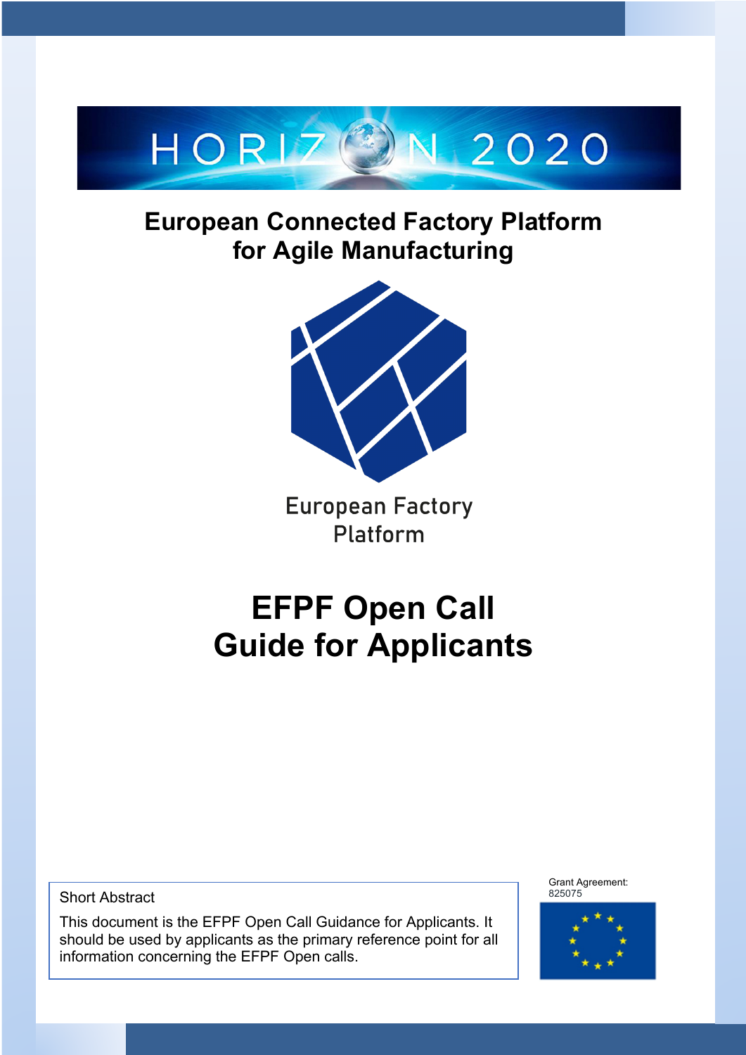HORIZON 2020

# European Connected Factory Platform for Agile Manufacturing

European Factory Platform

# EFPF Open Call Guide for Applicants

Short Abstract

This document is the EFPF Open Call Guidance for Applicants. It should be used by applicants as the primary reference point for all information concerning the EFPF Open calls.

Grant Agreement: 825075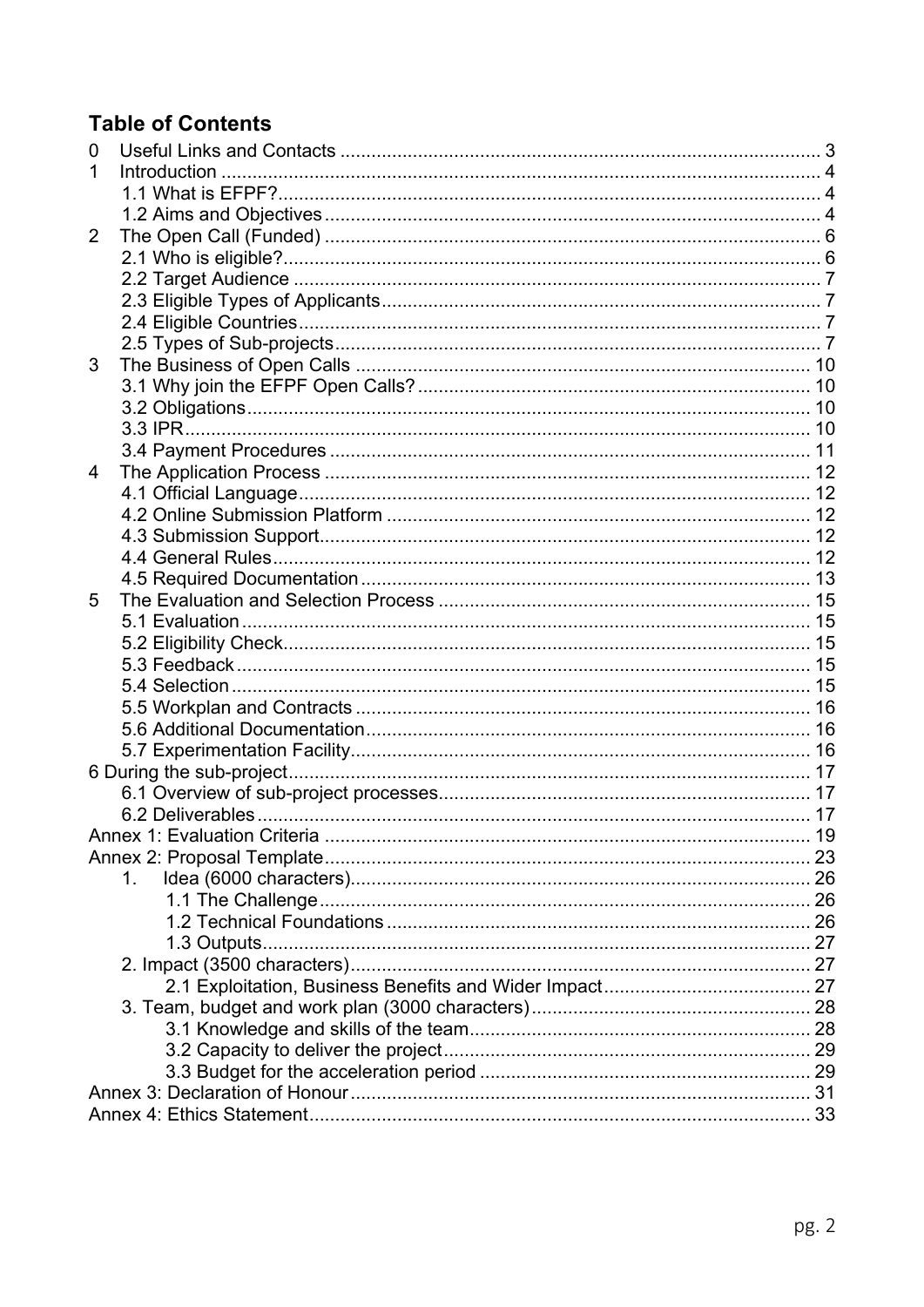## Table of Contents

0 Useful Links and Contacts ............................................................................................ 3
1 Introduction .................................................................................................................. 4
  1.1 What is EFPF?........................................................................................................ 4
  1.2 Aims and Objectives ............................................................................................... 4
2 The Open Call (Funded) ............................................................................................... 6
  2.1 Who is eligible?...................................................................................................... 6
  2.2 Target Audience .................................................................................................... 7
  2.3 Eligible Types of Applicants .................................................................................... 7
  2.4 Eligible Countries ................................................................................................... 7
  2.5 Types of Sub-projects ............................................................................................ 7
3 The Business of Open Calls ....................................................................................... 10
  3.1 Why join the EFPF Open Calls? ........................................................................... 10
  3.2 Obligations ............................................................................................................ 10
  3.3 IPR ........................................................................................................................ 10
  3.4 Payment Procedures ............................................................................................ 11
4 The Application Process ............................................................................................. 12
  4.1 Official Language .................................................................................................. 12
  4.2 Online Submission Platform ................................................................................. 12
  4.3 Submission Support .............................................................................................. 12
  4.4 General Rules ....................................................................................................... 12
  4.5 Required Documentation ...................................................................................... 13
5 The Evaluation and Selection Process ....................................................................... 15
  5.1 Evaluation ............................................................................................................. 15
  5.2 Eligibility Check ..................................................................................................... 15
  5.3 Feedback .............................................................................................................. 15
  5.4 Selection ............................................................................................................... 15
  5.5 Workplan and Contracts ....................................................................................... 16
  5.6 Additional Documentation ..................................................................................... 16
  5.7 Experimentation Facility ........................................................................................ 16
6 During the sub-project .................................................................................................... 17
  6.1 Overview of sub-project processes ....................................................................... 17
  6.2 Deliverables .......................................................................................................... 17
Annex 1: Evaluation Criteria ............................................................................................. 19
Annex 2: Proposal Template ............................................................................................. 23
  1. Idea (6000 characters) ........................................................................................ 26
    1.1 The Challenge .................................................................................................. 26
    1.2 Technical Foundations ..................................................................................... 26
    1.3 Outputs ............................................................................................................ 27
  2. Impact (3500 characters) ........................................................................................ 27
    2.1 Exploitation, Business Benefits and Wider Impact ........................................ 27
  3. Team, budget and work plan (3000 characters) ...................................................... 28
    3.1 Knowledge and skills of the team .................................................................. 28
    3.2 Capacity to deliver the project ........................................................................ 29
    3.3 Budget for the acceleration period ................................................................. 29
Annex 3: Declaration of Honour ........................................................................................ 31
Annex 4: Ethics Statement ................................................................................................ 33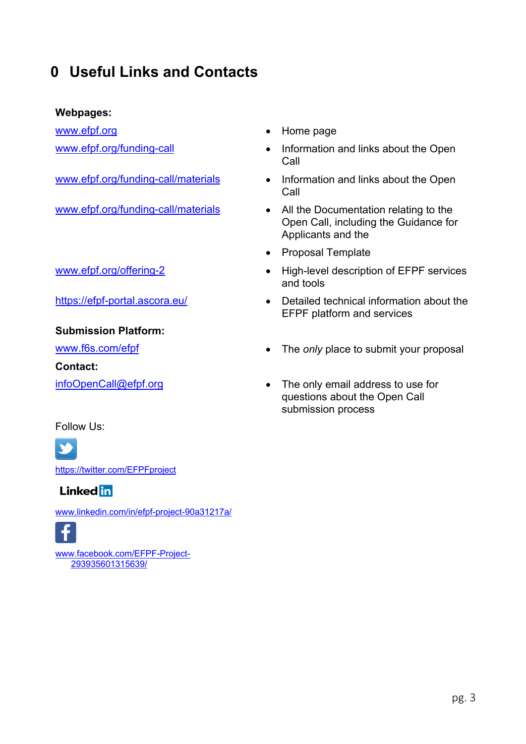# 0 Useful Links and Contacts

**Webpages:**

| | |
|---|---|
| www.efpf.org | • Home page |
| www.efpf.org/funding-call | • Information and links about the Open Call |
| www.efpf.org/funding-call/materials | • Information and links about the Open Call |
| www.efpf.org/funding-call/materials | • All the Documentation relating to the Open Call, including the Guidance for Applicants and the |
| | • Proposal Template |
| www.efpf.org/offering-2 | • High-level description of EFPF services and tools |
| https://efpf-portal.ascora.eu/ | • Detailed technical information about the EFPF platform and services |

**Submission Platform:**

| | |
|---|---|
| www.f6s.com/efpf | • The *only* place to submit your proposal |

**Contact:**

| | |
|---|---|
| infoOpenCall@efpf.org | • The only email address to use for questions about the Open Call submission process |

Follow Us:

https://twitter.com/EFPFproject

www.linkedin.com/in/efpf-project-90a31217a/

www.facebook.com/EFPF-Project-293935601315639/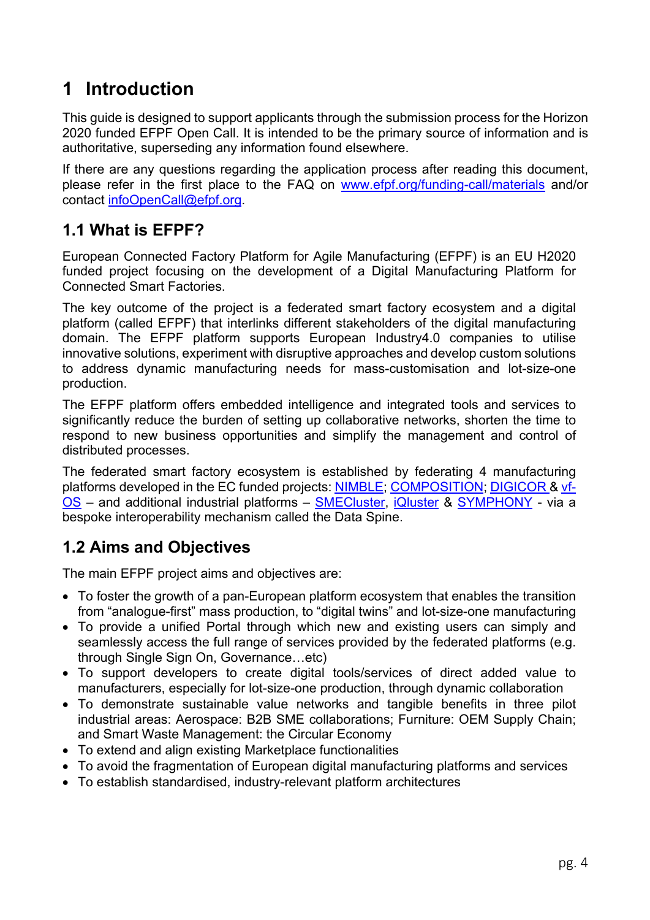# 1 Introduction

This guide is designed to support applicants through the submission process for the Horizon 2020 funded EFPF Open Call. It is intended to be the primary source of information and is authoritative, superseding any information found elsewhere.

If there are any questions regarding the application process after reading this document, please refer in the first place to the FAQ on [www.efpf.org/funding-call/materials](www.efpf.org/funding-call/materials) and/or contact [infoOpenCall@efpf.org](mailto:infoOpenCall@efpf.org).

## 1.1 What is EFPF?

European Connected Factory Platform for Agile Manufacturing (EFPF) is an EU H2020 funded project focusing on the development of a Digital Manufacturing Platform for Connected Smart Factories.

The key outcome of the project is a federated smart factory ecosystem and a digital platform (called EFPF) that interlinks different stakeholders of the digital manufacturing domain. The EFPF platform supports European Industry4.0 companies to utilise innovative solutions, experiment with disruptive approaches and develop custom solutions to address dynamic manufacturing needs for mass-customisation and lot-size-one production.

The EFPF platform offers embedded intelligence and integrated tools and services to significantly reduce the burden of setting up collaborative networks, shorten the time to respond to new business opportunities and simplify the management and control of distributed processes.

The federated smart factory ecosystem is established by federating 4 manufacturing platforms developed in the EC funded projects: NIMBLE; COMPOSITION; DIGICOR & vf-OS – and additional industrial platforms – SMECluster, iQluster & SYMPHONY - via a bespoke interoperability mechanism called the Data Spine.

## 1.2 Aims and Objectives

The main EFPF project aims and objectives are:

- To foster the growth of a pan-European platform ecosystem that enables the transition from “analogue-first” mass production, to “digital twins” and lot-size-one manufacturing
- To provide a unified Portal through which new and existing users can simply and seamlessly access the full range of services provided by the federated platforms (e.g. through Single Sign On, Governance…etc)
- To support developers to create digital tools/services of direct added value to manufacturers, especially for lot-size-one production, through dynamic collaboration
- To demonstrate sustainable value networks and tangible benefits in three pilot industrial areas: Aerospace: B2B SME collaborations; Furniture: OEM Supply Chain; and Smart Waste Management: the Circular Economy
- To extend and align existing Marketplace functionalities
- To avoid the fragmentation of European digital manufacturing platforms and services
- To establish standardised, industry-relevant platform architectures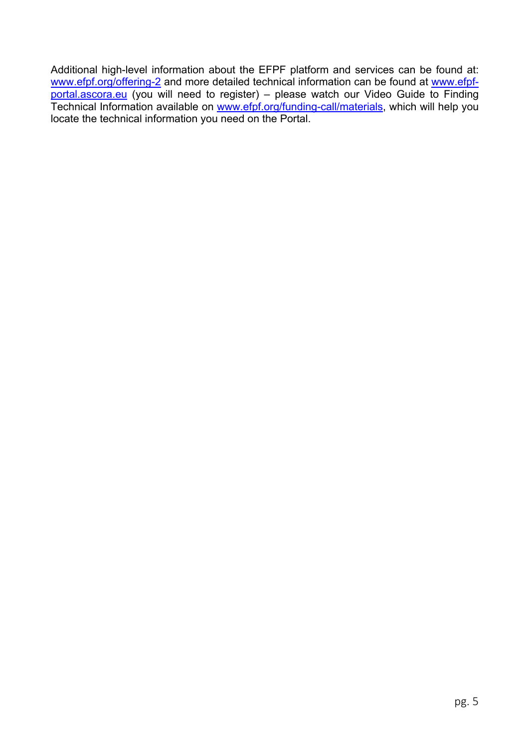Additional high-level information about the EFPF platform and services can be found at: [www.efpf.org/offering-2](www.efpf.org/offering-2) and more detailed technical information can be found at [www.efpf-portal.ascora.eu](www.efpf-portal.ascora.eu) (you will need to register) – please watch our Video Guide to Finding Technical Information available on [www.efpf.org/funding-call/materials](www.efpf.org/funding-call/materials), which will help you locate the technical information you need on the Portal.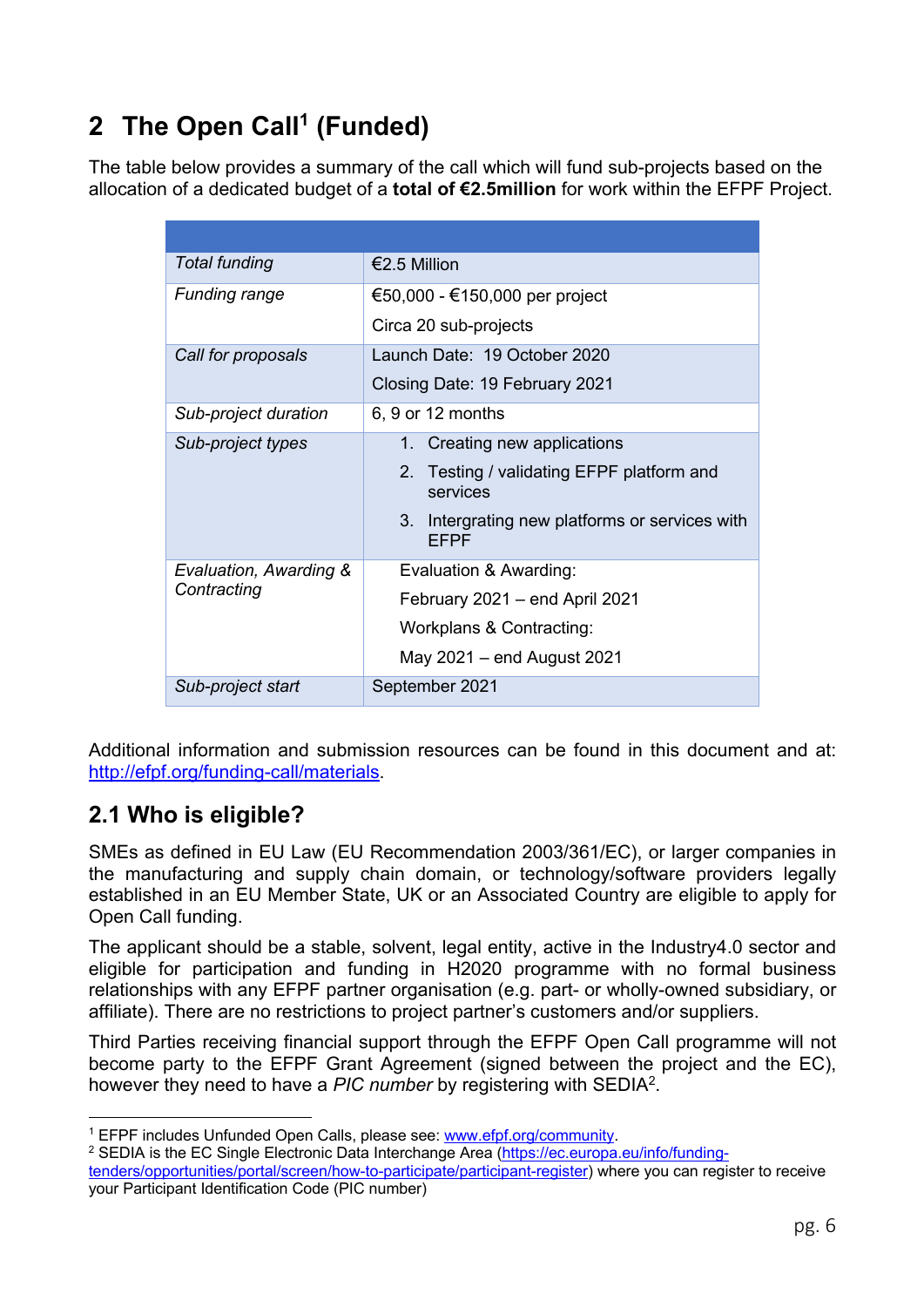# 2 The Open Call[1] (Funded)

The table below provides a summary of the call which will fund sub-projects based on the allocation of a dedicated budget of a **total of €2.5million** for work within the EFPF Project.

| | |
|---|---|
| *Total funding* | €2.5 Million |
| *Funding range* | €50,000 - €150,000 per project<br>Circa 20 sub-projects |
| *Call for proposals* | Launch Date: 19 October 2020<br>Closing Date: 19 February 2021 |
| *Sub-project duration* | 6, 9 or 12 months |
| *Sub-project types* | 1. Creating new applications<br>2. Testing / validating EFPF platform and services<br>3. Intergrating new platforms or services with EFPF |
| *Evaluation, Awarding & Contracting* | Evaluation & Awarding:<br>February 2021 – end April 2021<br>Workplans & Contracting:<br>May 2021 – end August 2021 |
| *Sub-project start* | September 2021 |

Additional information and submission resources can be found in this document and at: http://efpf.org/funding-call/materials.

## 2.1 Who is eligible?

SMEs as defined in EU Law (EU Recommendation 2003/361/EC), or larger companies in the manufacturing and supply chain domain, or technology/software providers legally established in an EU Member State, UK or an Associated Country are eligible to apply for Open Call funding.

The applicant should be a stable, solvent, legal entity, active in the Industry4.0 sector and eligible for participation and funding in H2020 programme with no formal business relationships with any EFPF partner organisation (e.g. part- or wholly-owned subsidiary, or affiliate). There are no restrictions to project partner's customers and/or suppliers.

Third Parties receiving financial support through the EFPF Open Call programme will not become party to the EFPF Grant Agreement (signed between the project and the EC), however they need to have a *PIC number* by registering with SEDIA[2].

---

[1] EFPF includes Unfunded Open Calls, please see: www.efpf.org/community.

[2] SEDIA is the EC Single Electronic Data Interchange Area (https://ec.europa.eu/info/funding-tenders/opportunities/portal/screen/how-to-participate/participant-register) where you can register to receive your Participant Identification Code (PIC number)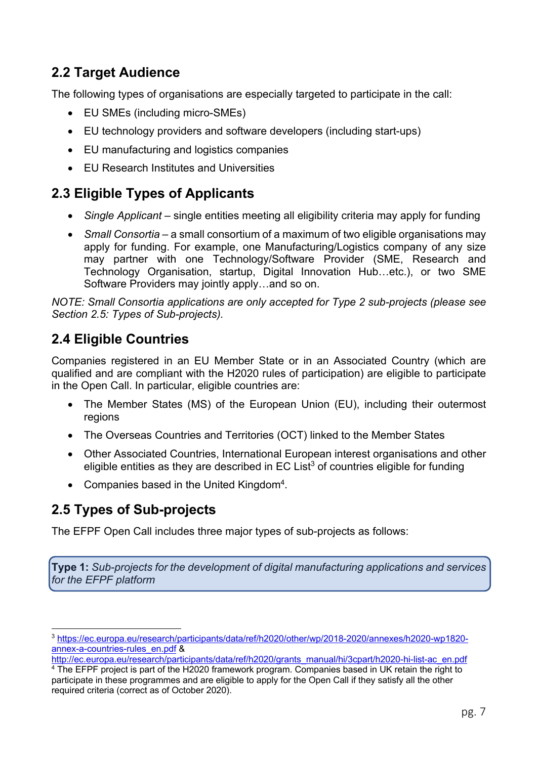## 2.2 Target Audience

The following types of organisations are especially targeted to participate in the call:

- EU SMEs (including micro-SMEs)
- EU technology providers and software developers (including start-ups)
- EU manufacturing and logistics companies
- EU Research Institutes and Universities

## 2.3 Eligible Types of Applicants

- *Single Applicant* – single entities meeting all eligibility criteria may apply for funding
- *Small Consortia* – a small consortium of a maximum of two eligible organisations may apply for funding. For example, one Manufacturing/Logistics company of any size may partner with one Technology/Software Provider (SME, Research and Technology Organisation, startup, Digital Innovation Hub…etc.), or two SME Software Providers may jointly apply…and so on.

*NOTE: Small Consortia applications are only accepted for Type 2 sub-projects (please see Section 2.5: Types of Sub-projects).*

## 2.4 Eligible Countries

Companies registered in an EU Member State or in an Associated Country (which are qualified and are compliant with the H2020 rules of participation) are eligible to participate in the Open Call. In particular, eligible countries are:

- The Member States (MS) of the European Union (EU), including their outermost regions
- The Overseas Countries and Territories (OCT) linked to the Member States
- Other Associated Countries, International European interest organisations and other eligible entities as they are described in EC List[3] of countries eligible for funding
- Companies based in the United Kingdom[4].

## 2.5 Types of Sub-projects

The EFPF Open Call includes three major types of sub-projects as follows:

**Type 1:** *Sub-projects for the development of digital manufacturing applications and services for the EFPF platform*

---

[3] https://ec.europa.eu/research/participants/data/ref/h2020/other/wp/2018-2020/annexes/h2020-wp1820-annex-a-countries-rules_en.pdf & http://ec.europa.eu/research/participants/data/ref/h2020/grants_manual/hi/3cpart/h2020-hi-list-ac_en.pdf

[4] The EFPF project is part of the H2020 framework program. Companies based in UK retain the right to participate in these programmes and are eligible to apply for the Open Call if they satisfy all the other required criteria (correct as of October 2020).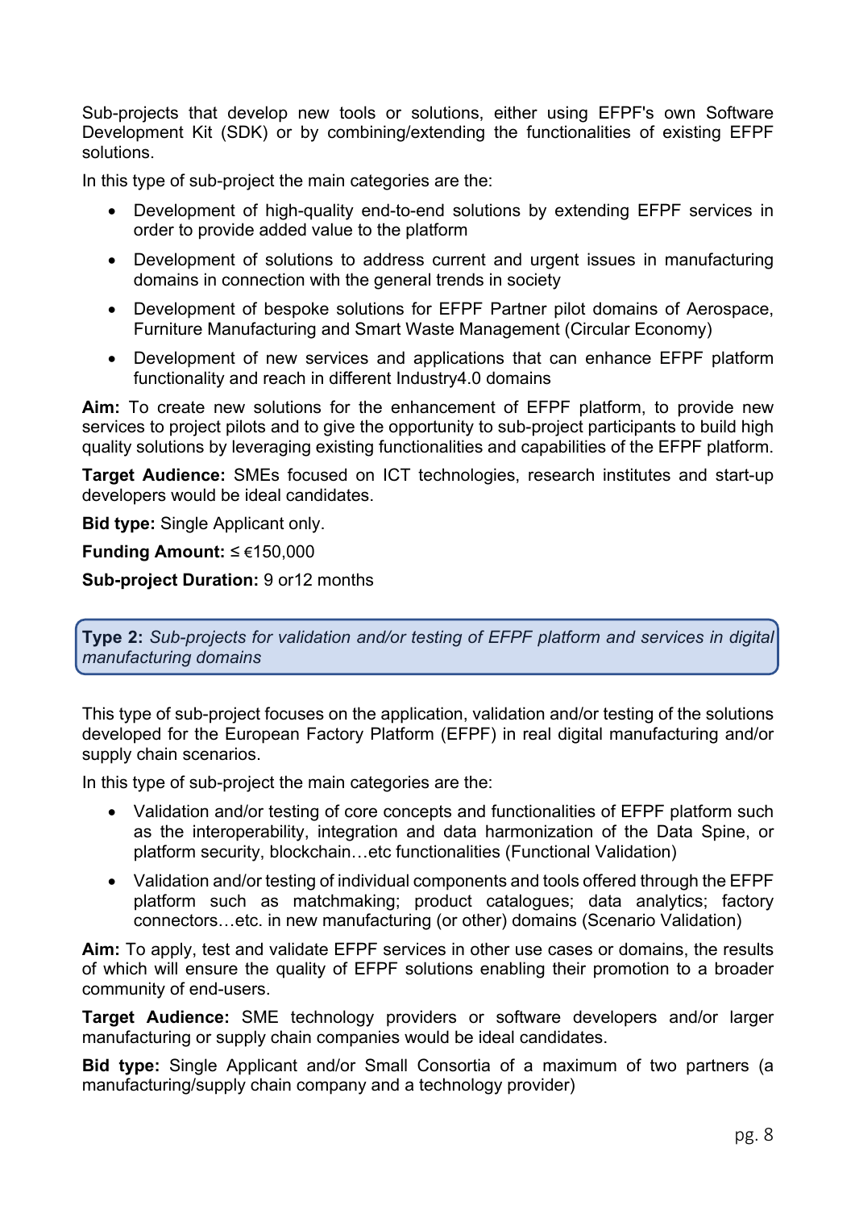Sub-projects that develop new tools or solutions, either using EFPF's own Software Development Kit (SDK) or by combining/extending the functionalities of existing EFPF solutions.

In this type of sub-project the main categories are the:

- Development of high-quality end-to-end solutions by extending EFPF services in order to provide added value to the platform
- Development of solutions to address current and urgent issues in manufacturing domains in connection with the general trends in society
- Development of bespoke solutions for EFPF Partner pilot domains of Aerospace, Furniture Manufacturing and Smart Waste Management (Circular Economy)
- Development of new services and applications that can enhance EFPF platform functionality and reach in different Industry4.0 domains

**Aim:** To create new solutions for the enhancement of EFPF platform, to provide new services to project pilots and to give the opportunity to sub-project participants to build high quality solutions by leveraging existing functionalities and capabilities of the EFPF platform.

**Target Audience:** SMEs focused on ICT technologies, research institutes and start-up developers would be ideal candidates.

**Bid type:** Single Applicant only.

**Funding Amount:** ≤ €150,000

**Sub-project Duration:** 9 or12 months

**Type 2:** *Sub-projects for validation and/or testing of EFPF platform and services in digital manufacturing domains*

This type of sub-project focuses on the application, validation and/or testing of the solutions developed for the European Factory Platform (EFPF) in real digital manufacturing and/or supply chain scenarios.

In this type of sub-project the main categories are the:

- Validation and/or testing of core concepts and functionalities of EFPF platform such as the interoperability, integration and data harmonization of the Data Spine, or platform security, blockchain…etc functionalities (Functional Validation)
- Validation and/or testing of individual components and tools offered through the EFPF platform such as matchmaking; product catalogues; data analytics; factory connectors…etc. in new manufacturing (or other) domains (Scenario Validation)

**Aim:** To apply, test and validate EFPF services in other use cases or domains, the results of which will ensure the quality of EFPF solutions enabling their promotion to a broader community of end-users.

**Target Audience:** SME technology providers or software developers and/or larger manufacturing or supply chain companies would be ideal candidates.

**Bid type:** Single Applicant and/or Small Consortia of a maximum of two partners (a manufacturing/supply chain company and a technology provider)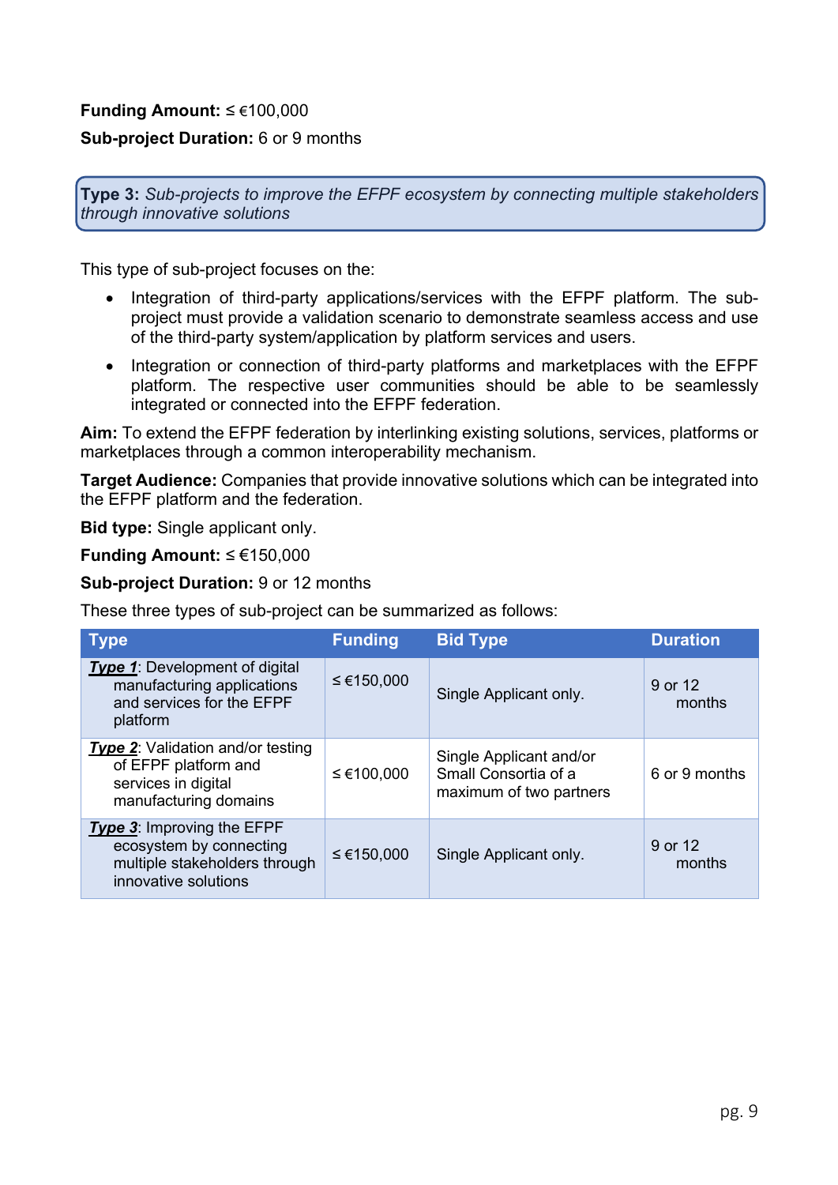**Funding Amount:** ≤ €100,000

**Sub-project Duration:** 6 or 9 months

**Type 3:** *Sub-projects to improve the EFPF ecosystem by connecting multiple stakeholders through innovative solutions*

This type of sub-project focuses on the:

- Integration of third-party applications/services with the EFPF platform. The sub-project must provide a validation scenario to demonstrate seamless access and use of the third-party system/application by platform services and users.
- Integration or connection of third-party platforms and marketplaces with the EFPF platform. The respective user communities should be able to be seamlessly integrated or connected into the EFPF federation.

**Aim:** To extend the EFPF federation by interlinking existing solutions, services, platforms or marketplaces through a common interoperability mechanism.

**Target Audience:** Companies that provide innovative solutions which can be integrated into the EFPF platform and the federation.

**Bid type:** Single applicant only.

**Funding Amount:** ≤ €150,000

**Sub-project Duration:** 9 or 12 months

These three types of sub-project can be summarized as follows:

| Type | Funding | Bid Type | Duration |
|---|---|---|---|
| ***Type 1***: Development of digital manufacturing applications and services for the EFPF platform | ≤ €150,000 | Single Applicant only. | 9 or 12 months |
| ***Type 2***: Validation and/or testing of EFPF platform and services in digital manufacturing domains | ≤ €100,000 | Single Applicant and/or Small Consortia of a maximum of two partners | 6 or 9 months |
| ***Type 3***: Improving the EFPF ecosystem by connecting multiple stakeholders through innovative solutions | ≤ €150,000 | Single Applicant only. | 9 or 12 months |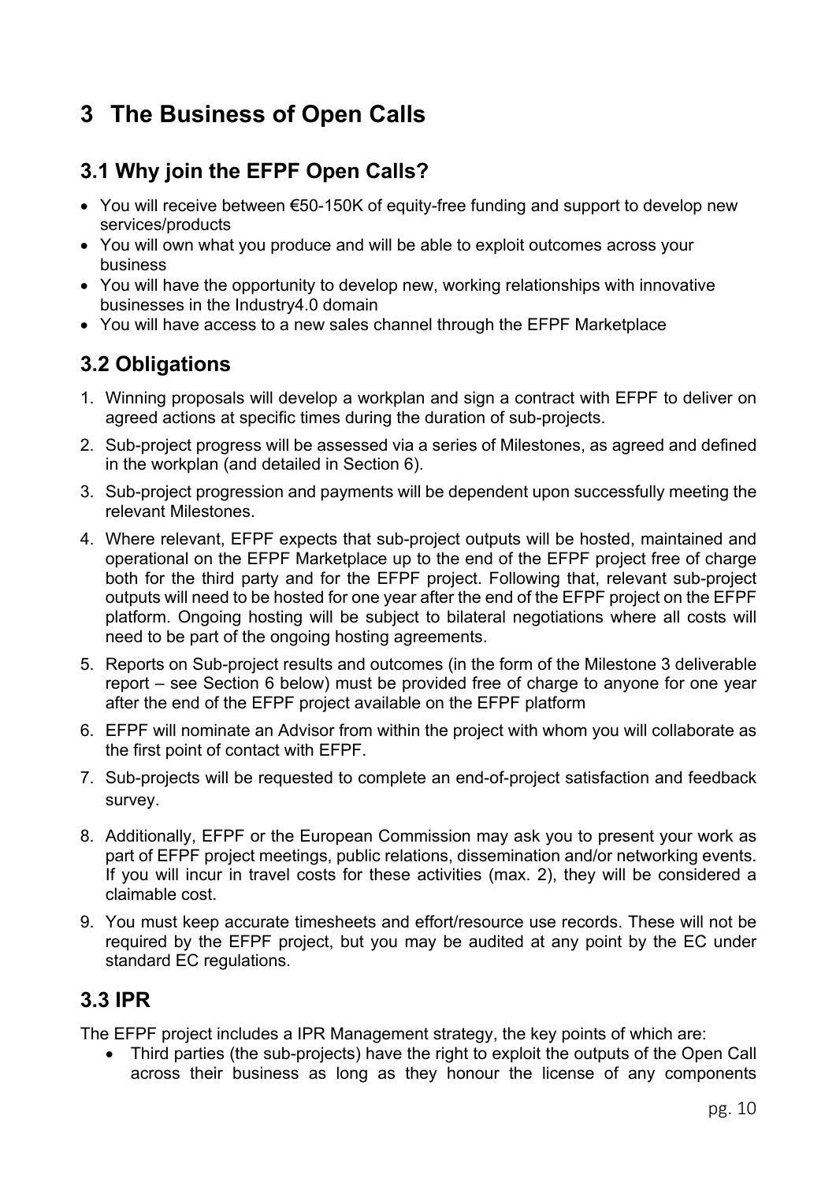# 3 The Business of Open Calls

## 3.1 Why join the EFPF Open Calls?

- You will receive between €50-150K of equity-free funding and support to develop new services/products
- You will own what you produce and will be able to exploit outcomes across your business
- You will have the opportunity to develop new, working relationships with innovative businesses in the Industry4.0 domain
- You will have access to a new sales channel through the EFPF Marketplace

## 3.2 Obligations

1. Winning proposals will develop a workplan and sign a contract with EFPF to deliver on agreed actions at specific times during the duration of sub-projects.
2. Sub-project progress will be assessed via a series of Milestones, as agreed and defined in the workplan (and detailed in Section 6).
3. Sub-project progression and payments will be dependent upon successfully meeting the relevant Milestones.
4. Where relevant, EFPF expects that sub-project outputs will be hosted, maintained and operational on the EFPF Marketplace up to the end of the EFPF project free of charge both for the third party and for the EFPF project. Following that, relevant sub-project outputs will need to be hosted for one year after the end of the EFPF project on the EFPF platform. Ongoing hosting will be subject to bilateral negotiations where all costs will need to be part of the ongoing hosting agreements.
5. Reports on Sub-project results and outcomes (in the form of the Milestone 3 deliverable report – see Section 6 below) must be provided free of charge to anyone for one year after the end of the EFPF project available on the EFPF platform
6. EFPF will nominate an Advisor from within the project with whom you will collaborate as the first point of contact with EFPF.
7. Sub-projects will be requested to complete an end-of-project satisfaction and feedback survey.
8. Additionally, EFPF or the European Commission may ask you to present your work as part of EFPF project meetings, public relations, dissemination and/or networking events. If you will incur in travel costs for these activities (max. 2), they will be considered a claimable cost.
9. You must keep accurate timesheets and effort/resource use records. These will not be required by the EFPF project, but you may be audited at any point by the EC under standard EC regulations.

## 3.3 IPR

The EFPF project includes a IPR Management strategy, the key points of which are:

- Third parties (the sub-projects) have the right to exploit the outputs of the Open Call across their business as long as they honour the license of any components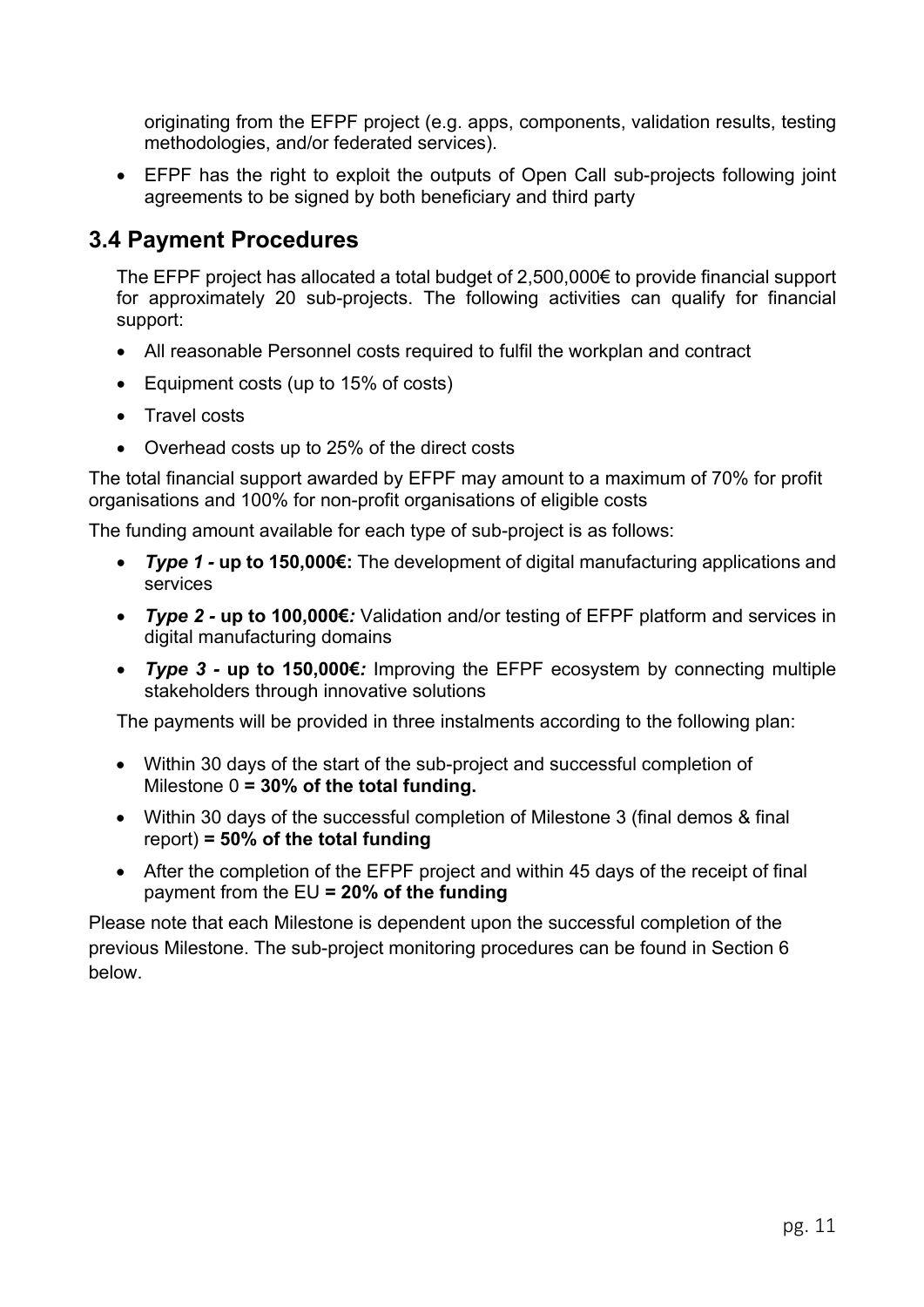originating from the EFPF project (e.g. apps, components, validation results, testing methodologies, and/or federated services).

- EFPF has the right to exploit the outputs of Open Call sub-projects following joint agreements to be signed by both beneficiary and third party

## 3.4 Payment Procedures

The EFPF project has allocated a total budget of 2,500,000€ to provide financial support for approximately 20 sub-projects. The following activities can qualify for financial support:

- All reasonable Personnel costs required to fulfil the workplan and contract
- Equipment costs (up to 15% of costs)
- Travel costs
- Overhead costs up to 25% of the direct costs

The total financial support awarded by EFPF may amount to a maximum of 70% for profit organisations and 100% for non-profit organisations of eligible costs

The funding amount available for each type of sub-project is as follows:

- ***Type 1 -* up to 150,000€:** The development of digital manufacturing applications and services
- ***Type 2 -* up to 100,000€*:*** Validation and/or testing of EFPF platform and services in digital manufacturing domains
- ***Type 3 -* up to 150,000€*:*** Improving the EFPF ecosystem by connecting multiple stakeholders through innovative solutions

The payments will be provided in three instalments according to the following plan:

- Within 30 days of the start of the sub-project and successful completion of Milestone 0 **= 30% of the total funding.**
- Within 30 days of the successful completion of Milestone 3 (final demos & final report) **= 50% of the total funding**
- After the completion of the EFPF project and within 45 days of the receipt of final payment from the EU **= 20% of the funding**

Please note that each Milestone is dependent upon the successful completion of the previous Milestone. The sub-project monitoring procedures can be found in Section 6 below.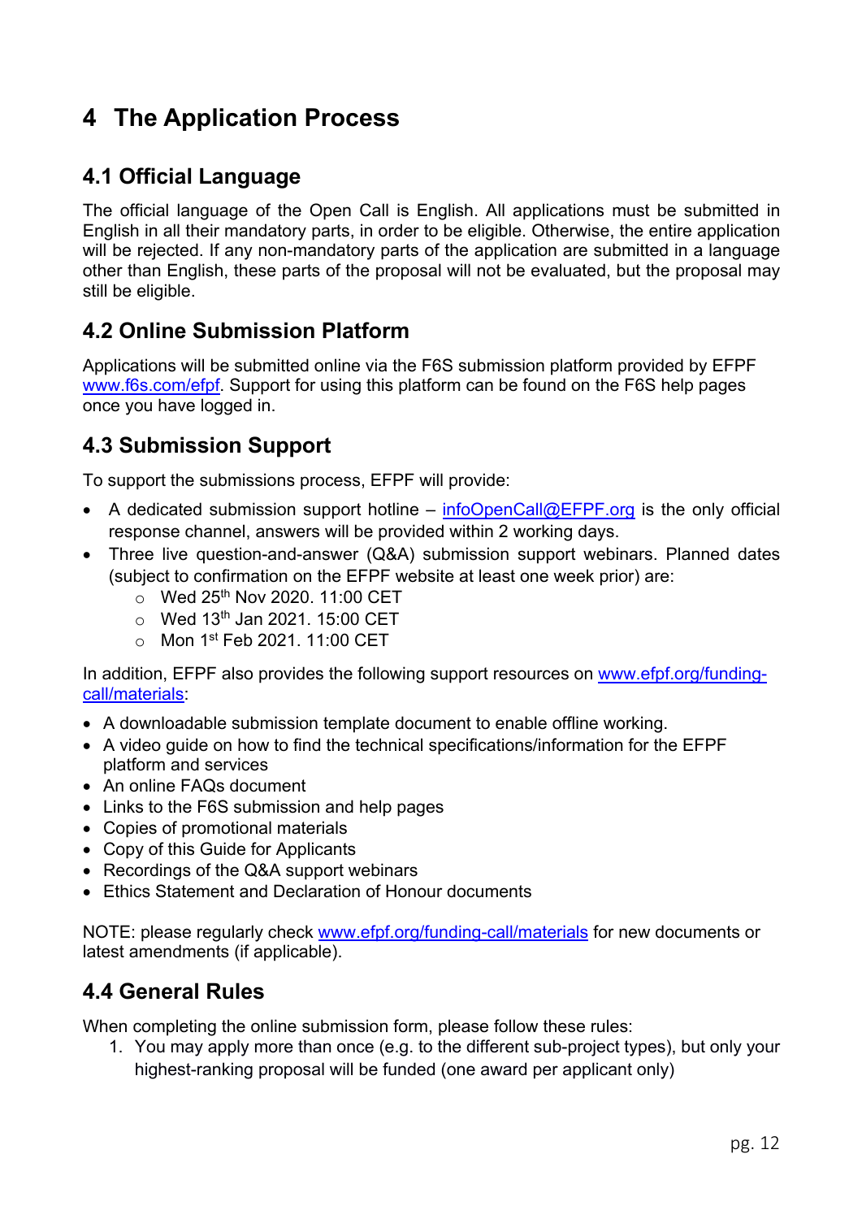# 4 The Application Process

## 4.1 Official Language

The official language of the Open Call is English. All applications must be submitted in English in all their mandatory parts, in order to be eligible. Otherwise, the entire application will be rejected. If any non-mandatory parts of the application are submitted in a language other than English, these parts of the proposal will not be evaluated, but the proposal may still be eligible.

## 4.2 Online Submission Platform

Applications will be submitted online via the F6S submission platform provided by EFPF www.f6s.com/efpf. Support for using this platform can be found on the F6S help pages once you have logged in.

## 4.3 Submission Support

To support the submissions process, EFPF will provide:

- A dedicated submission support hotline – infoOpenCall@EFPF.org is the only official response channel, answers will be provided within 2 working days.
- Three live question-and-answer (Q&A) submission support webinars. Planned dates (subject to confirmation on the EFPF website at least one week prior) are:
  - Wed 25th Nov 2020. 11:00 CET
  - Wed 13th Jan 2021. 15:00 CET
  - Mon 1st Feb 2021. 11:00 CET

In addition, EFPF also provides the following support resources on www.efpf.org/funding-call/materials:

- A downloadable submission template document to enable offline working.
- A video guide on how to find the technical specifications/information for the EFPF platform and services
- An online FAQs document
- Links to the F6S submission and help pages
- Copies of promotional materials
- Copy of this Guide for Applicants
- Recordings of the Q&A support webinars
- Ethics Statement and Declaration of Honour documents

NOTE: please regularly check www.efpf.org/funding-call/materials for new documents or latest amendments (if applicable).

## 4.4 General Rules

When completing the online submission form, please follow these rules:

1. You may apply more than once (e.g. to the different sub-project types), but only your highest-ranking proposal will be funded (one award per applicant only)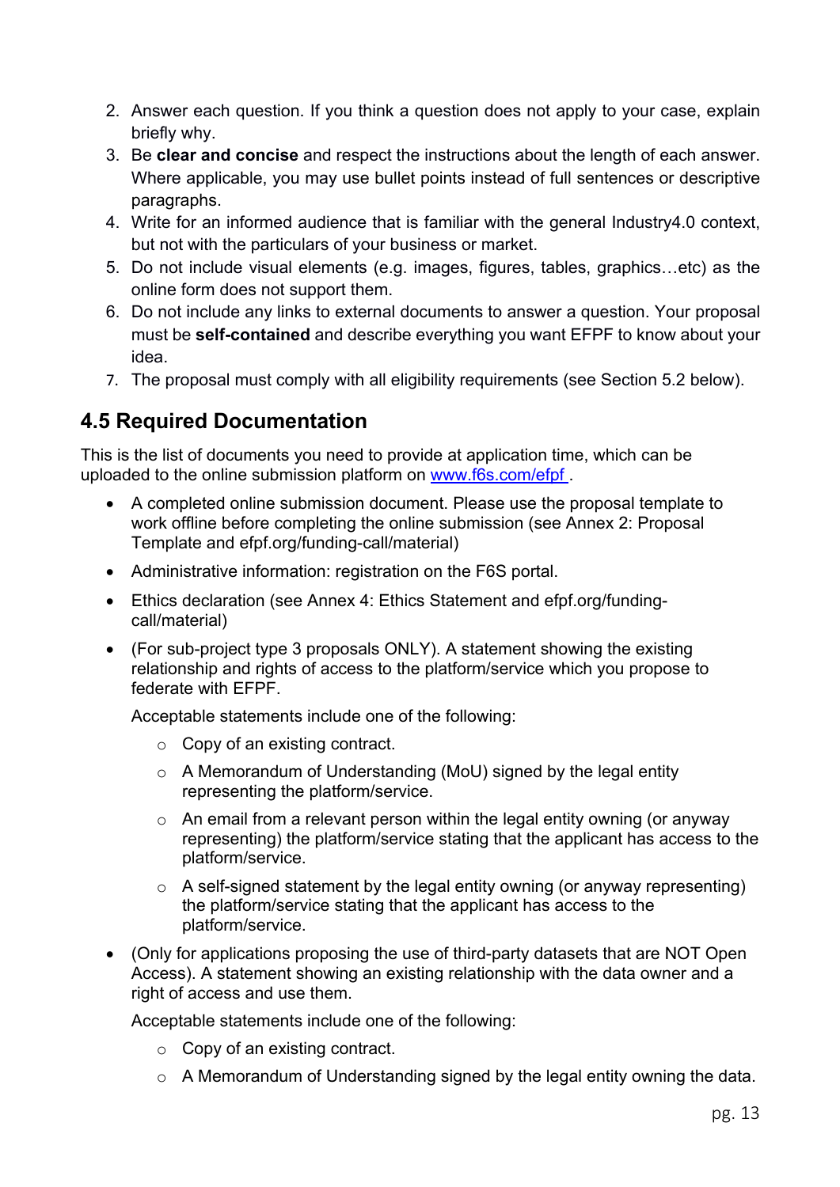2. Answer each question. If you think a question does not apply to your case, explain briefly why.
3. Be **clear and concise** and respect the instructions about the length of each answer. Where applicable, you may use bullet points instead of full sentences or descriptive paragraphs.
4. Write for an informed audience that is familiar with the general Industry4.0 context, but not with the particulars of your business or market.
5. Do not include visual elements (e.g. images, figures, tables, graphics…etc) as the online form does not support them.
6. Do not include any links to external documents to answer a question. Your proposal must be **self-contained** and describe everything you want EFPF to know about your idea.
7. The proposal must comply with all eligibility requirements (see Section 5.2 below).

## 4.5 Required Documentation

This is the list of documents you need to provide at application time, which can be uploaded to the online submission platform on [www.f6s.com/efpf](www.f6s.com/efpf) .

- A completed online submission document. Please use the proposal template to work offline before completing the online submission (see Annex 2: Proposal Template and efpf.org/funding-call/material)
- Administrative information: registration on the F6S portal.
- Ethics declaration (see Annex 4: Ethics Statement and efpf.org/funding-call/material)
- (For sub-project type 3 proposals ONLY). A statement showing the existing relationship and rights of access to the platform/service which you propose to federate with EFPF.

  Acceptable statements include one of the following:

  - Copy of an existing contract.
  - A Memorandum of Understanding (MoU) signed by the legal entity representing the platform/service.
  - An email from a relevant person within the legal entity owning (or anyway representing) the platform/service stating that the applicant has access to the platform/service.
  - A self-signed statement by the legal entity owning (or anyway representing) the platform/service stating that the applicant has access to the platform/service.
- (Only for applications proposing the use of third-party datasets that are NOT Open Access). A statement showing an existing relationship with the data owner and a right of access and use them.

  Acceptable statements include one of the following:

  - Copy of an existing contract.
  - A Memorandum of Understanding signed by the legal entity owning the data.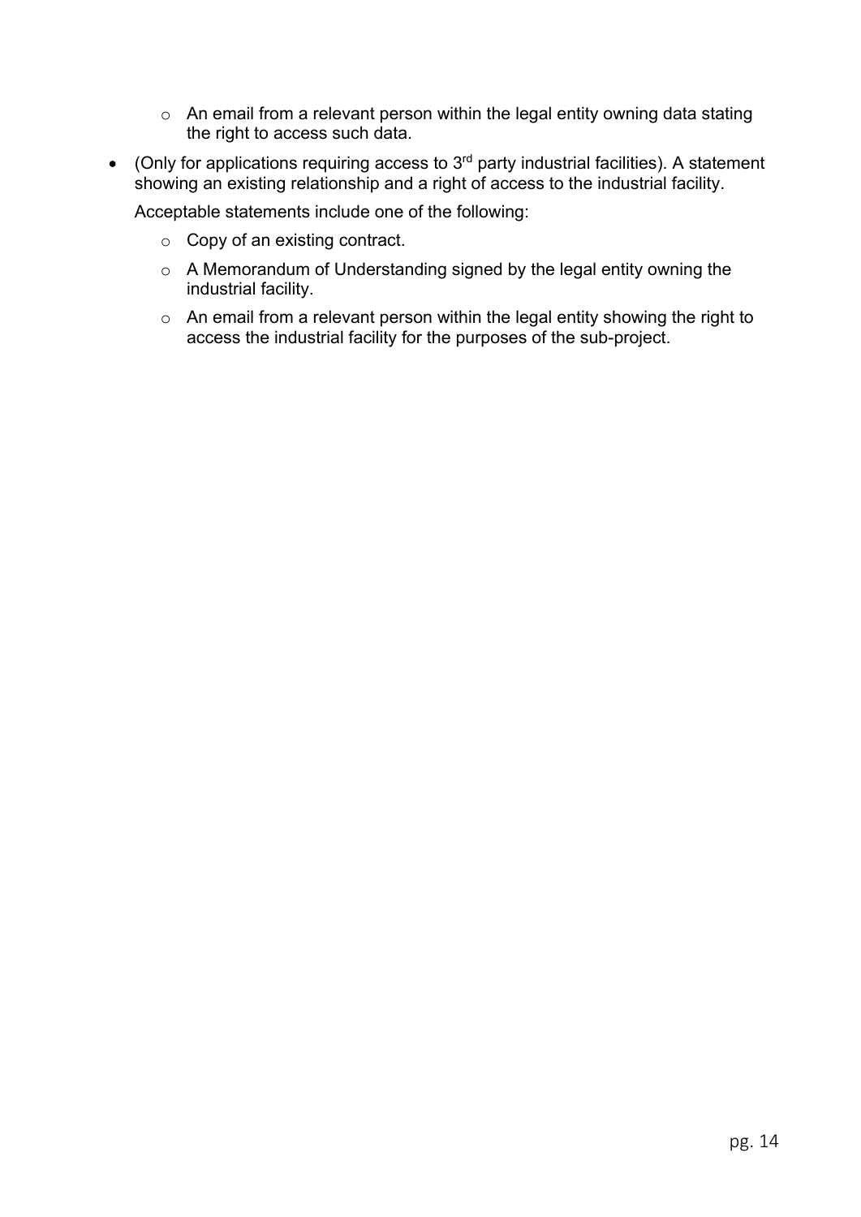- An email from a relevant person within the legal entity owning data stating the right to access such data.
- (Only for applications requiring access to 3rd party industrial facilities). A statement showing an existing relationship and a right of access to the industrial facility.

  Acceptable statements include one of the following:

  - Copy of an existing contract.
  - A Memorandum of Understanding signed by the legal entity owning the industrial facility.
  - An email from a relevant person within the legal entity showing the right to access the industrial facility for the purposes of the sub-project.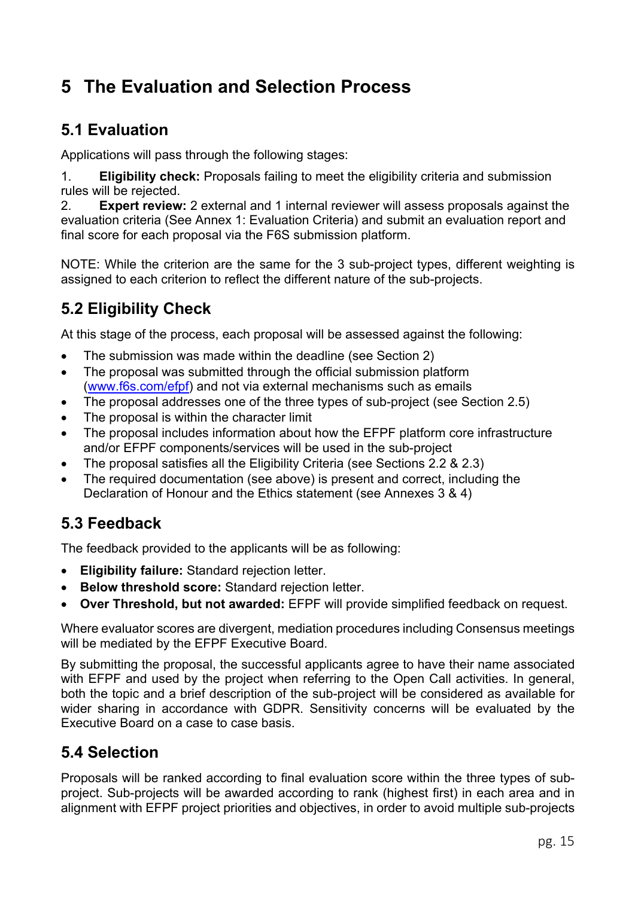# 5 The Evaluation and Selection Process

## 5.1 Evaluation

Applications will pass through the following stages:

1. **Eligibility check:** Proposals failing to meet the eligibility criteria and submission rules will be rejected.
2. **Expert review:** 2 external and 1 internal reviewer will assess proposals against the evaluation criteria (See Annex 1: Evaluation Criteria) and submit an evaluation report and final score for each proposal via the F6S submission platform.

NOTE: While the criterion are the same for the 3 sub-project types, different weighting is assigned to each criterion to reflect the different nature of the sub-projects.

## 5.2 Eligibility Check

At this stage of the process, each proposal will be assessed against the following:

- The submission was made within the deadline (see Section 2)
- The proposal was submitted through the official submission platform (www.f6s.com/efpf) and not via external mechanisms such as emails
- The proposal addresses one of the three types of sub-project (see Section 2.5)
- The proposal is within the character limit
- The proposal includes information about how the EFPF platform core infrastructure and/or EFPF components/services will be used in the sub-project
- The proposal satisfies all the Eligibility Criteria (see Sections 2.2 & 2.3)
- The required documentation (see above) is present and correct, including the Declaration of Honour and the Ethics statement (see Annexes 3 & 4)

## 5.3 Feedback

The feedback provided to the applicants will be as following:

- **Eligibility failure:** Standard rejection letter.
- **Below threshold score:** Standard rejection letter.
- **Over Threshold, but not awarded:** EFPF will provide simplified feedback on request.

Where evaluator scores are divergent, mediation procedures including Consensus meetings will be mediated by the EFPF Executive Board.

By submitting the proposal, the successful applicants agree to have their name associated with EFPF and used by the project when referring to the Open Call activities. In general, both the topic and a brief description of the sub-project will be considered as available for wider sharing in accordance with GDPR. Sensitivity concerns will be evaluated by the Executive Board on a case to case basis.

## 5.4 Selection

Proposals will be ranked according to final evaluation score within the three types of sub-project. Sub-projects will be awarded according to rank (highest first) in each area and in alignment with EFPF project priorities and objectives, in order to avoid multiple sub-projects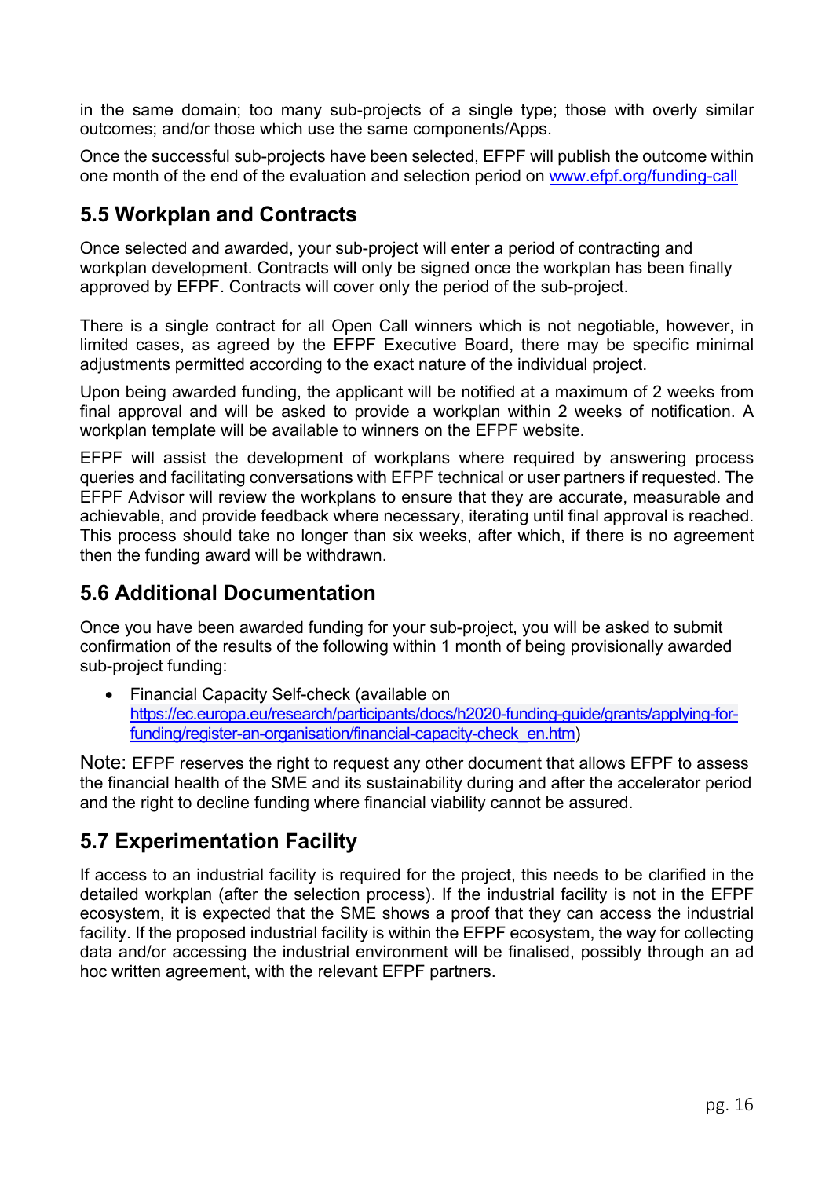in the same domain; too many sub-projects of a single type; those with overly similar outcomes; and/or those which use the same components/Apps.

Once the successful sub-projects have been selected, EFPF will publish the outcome within one month of the end of the evaluation and selection period on [www.efpf.org/funding-call](www.efpf.org/funding-call)

## 5.5 Workplan and Contracts

Once selected and awarded, your sub-project will enter a period of contracting and workplan development. Contracts will only be signed once the workplan has been finally approved by EFPF. Contracts will cover only the period of the sub-project.

There is a single contract for all Open Call winners which is not negotiable, however, in limited cases, as agreed by the EFPF Executive Board, there may be specific minimal adjustments permitted according to the exact nature of the individual project.

Upon being awarded funding, the applicant will be notified at a maximum of 2 weeks from final approval and will be asked to provide a workplan within 2 weeks of notification. A workplan template will be available to winners on the EFPF website.

EFPF will assist the development of workplans where required by answering process queries and facilitating conversations with EFPF technical or user partners if requested. The EFPF Advisor will review the workplans to ensure that they are accurate, measurable and achievable, and provide feedback where necessary, iterating until final approval is reached. This process should take no longer than six weeks, after which, if there is no agreement then the funding award will be withdrawn.

## 5.6 Additional Documentation

Once you have been awarded funding for your sub-project, you will be asked to submit confirmation of the results of the following within 1 month of being provisionally awarded sub-project funding:

- Financial Capacity Self-check (available on [https://ec.europa.eu/research/participants/docs/h2020-funding-guide/grants/applying-for-funding/register-an-organisation/financial-capacity-check_en.htm](https://ec.europa.eu/research/participants/docs/h2020-funding-guide/grants/applying-for-funding/register-an-organisation/financial-capacity-check_en.htm))

Note: EFPF reserves the right to request any other document that allows EFPF to assess the financial health of the SME and its sustainability during and after the accelerator period and the right to decline funding where financial viability cannot be assured.

## 5.7 Experimentation Facility

If access to an industrial facility is required for the project, this needs to be clarified in the detailed workplan (after the selection process). If the industrial facility is not in the EFPF ecosystem, it is expected that the SME shows a proof that they can access the industrial facility. If the proposed industrial facility is within the EFPF ecosystem, the way for collecting data and/or accessing the industrial environment will be finalised, possibly through an ad hoc written agreement, with the relevant EFPF partners.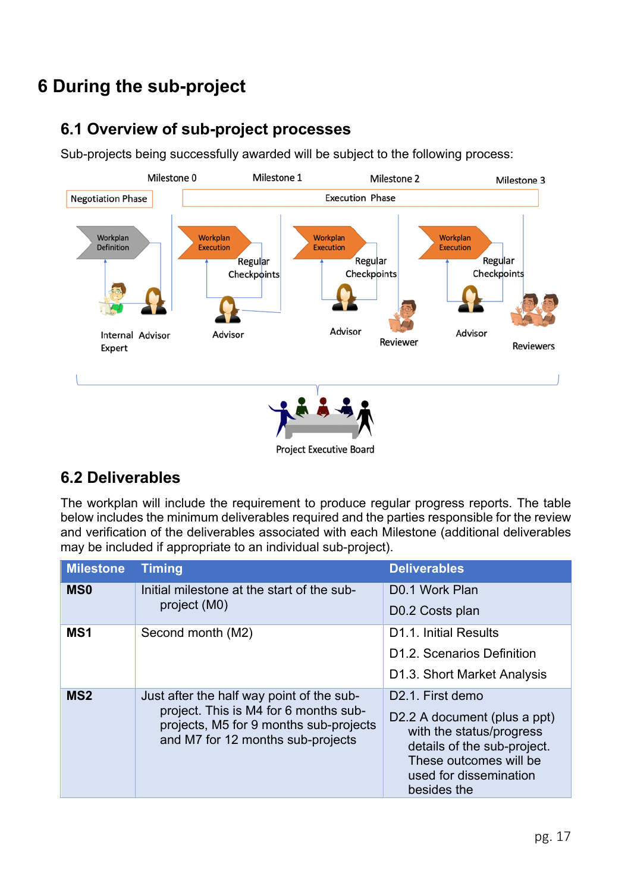# 6 During the sub-project

## 6.1 Overview of sub-project processes

Sub-projects being successfully awarded will be subject to the following process:

Milestone 0 Milestone 1 Milestone 2 Milestone 3

Negotiation Phase Execution Phase

Workplan Definition Workplan Execution Regular Checkpoints Workplan Execution Regular Checkpoints Workplan Execution Regular Checkpoints

Internal Expert Advisor Advisor Advisor Reviewer Advisor Reviewers

Project Executive Board

## 6.2 Deliverables

The workplan will include the requirement to produce regular progress reports. The table below includes the minimum deliverables required and the parties responsible for the review and verification of the deliverables associated with each Milestone (additional deliverables may be included if appropriate to an individual sub-project).

| Milestone | Timing | Deliverables |
|---|---|---|
| **MS0** | Initial milestone at the start of the sub-project (M0) | D0.1 Work Plan<br>D0.2 Costs plan |
| **MS1** | Second month (M2) | D1.1. Initial Results<br>D1.2. Scenarios Definition<br>D1.3. Short Market Analysis |
| **MS2** | Just after the half way point of the sub-project. This is M4 for 6 months sub-projects, M5 for 9 months sub-projects and M7 for 12 months sub-projects | D2.1. First demo<br>D2.2 A document (plus a ppt) with the status/progress details of the sub-project. These outcomes will be used for dissemination besides the |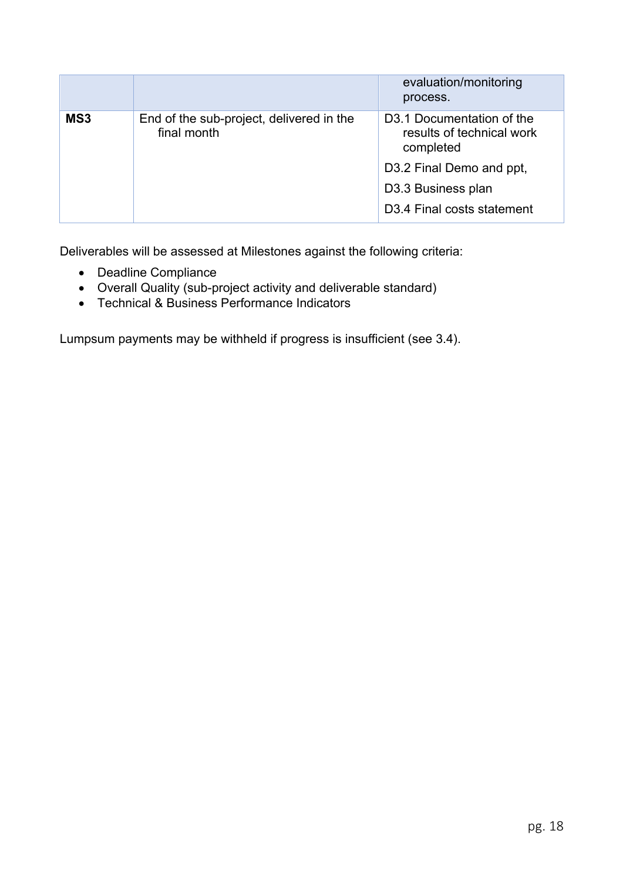| | | |
|---|---|---|
| | | evaluation/monitoring process. |
| **MS3** | End of the sub-project, delivered in the final month | D3.1 Documentation of the results of technical work completed<br>D3.2 Final Demo and ppt,<br>D3.3 Business plan<br>D3.4 Final costs statement |

Deliverables will be assessed at Milestones against the following criteria:

- Deadline Compliance
- Overall Quality (sub-project activity and deliverable standard)
- Technical & Business Performance Indicators

Lumpsum payments may be withheld if progress is insufficient (see 3.4).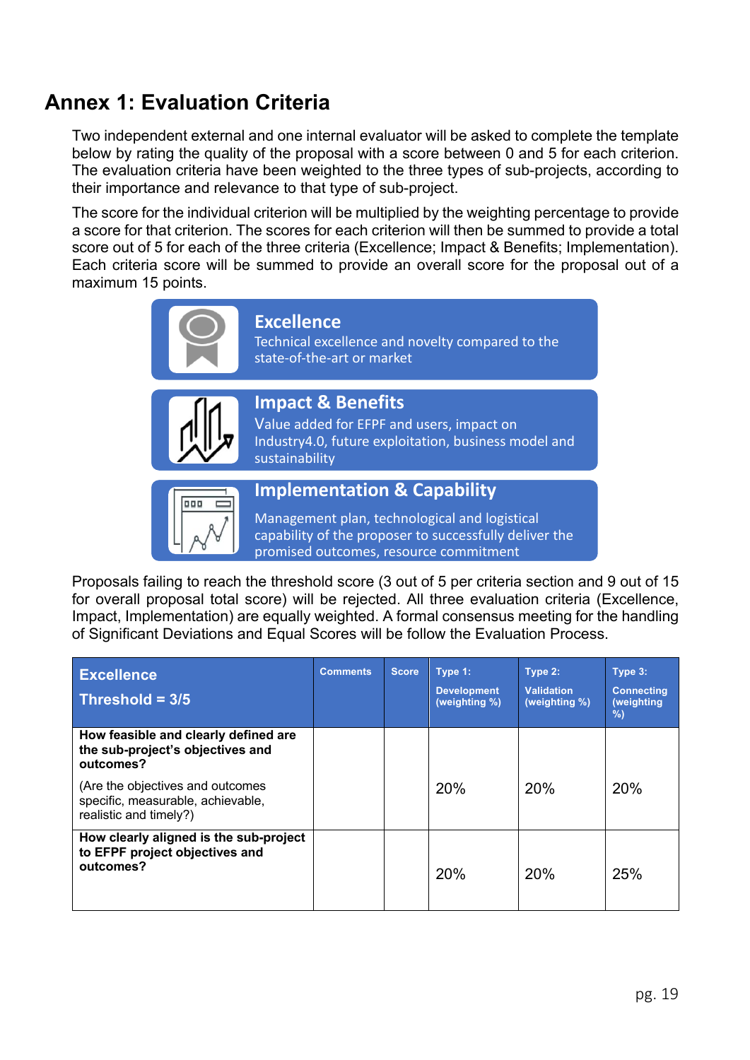# Annex 1: Evaluation Criteria

Two independent external and one internal evaluator will be asked to complete the template below by rating the quality of the proposal with a score between 0 and 5 for each criterion. The evaluation criteria have been weighted to the three types of sub-projects, according to their importance and relevance to that type of sub-project.

The score for the individual criterion will be multiplied by the weighting percentage to provide a score for that criterion. The scores for each criterion will then be summed to provide a total score out of 5 for each of the three criteria (Excellence; Impact & Benefits; Implementation). Each criteria score will be summed to provide an overall score for the proposal out of a maximum 15 points.

**Excellence**
Technical excellence and novelty compared to the state-of-the-art or market

**Impact & Benefits**
Value added for EFPF and users, impact on Industry4.0, future exploitation, business model and sustainability

**Implementation & Capability**
Management plan, technological and logistical capability of the proposer to successfully deliver the promised outcomes, resource commitment

Proposals failing to reach the threshold score (3 out of 5 per criteria section and 9 out of 15 for overall proposal total score) will be rejected. All three evaluation criteria (Excellence, Impact, Implementation) are equally weighted. A formal consensus meeting for the handling of Significant Deviations and Equal Scores will be follow the Evaluation Process.

| **Excellence**<br>**Threshold = 3/5** | Comments | Score | Type 1: Development (weighting %) | Type 2: Validation (weighting %) | Type 3: Connecting (weighting %) |
|---|---|---|---|---|---|
| **How feasible and clearly defined are the sub-project's objectives and outcomes?**<br>(Are the objectives and outcomes specific, measurable, achievable, realistic and timely?) | | | 20% | 20% | 20% |
| **How clearly aligned is the sub-project to EFPF project objectives and outcomes?** | | | 20% | 20% | 25% |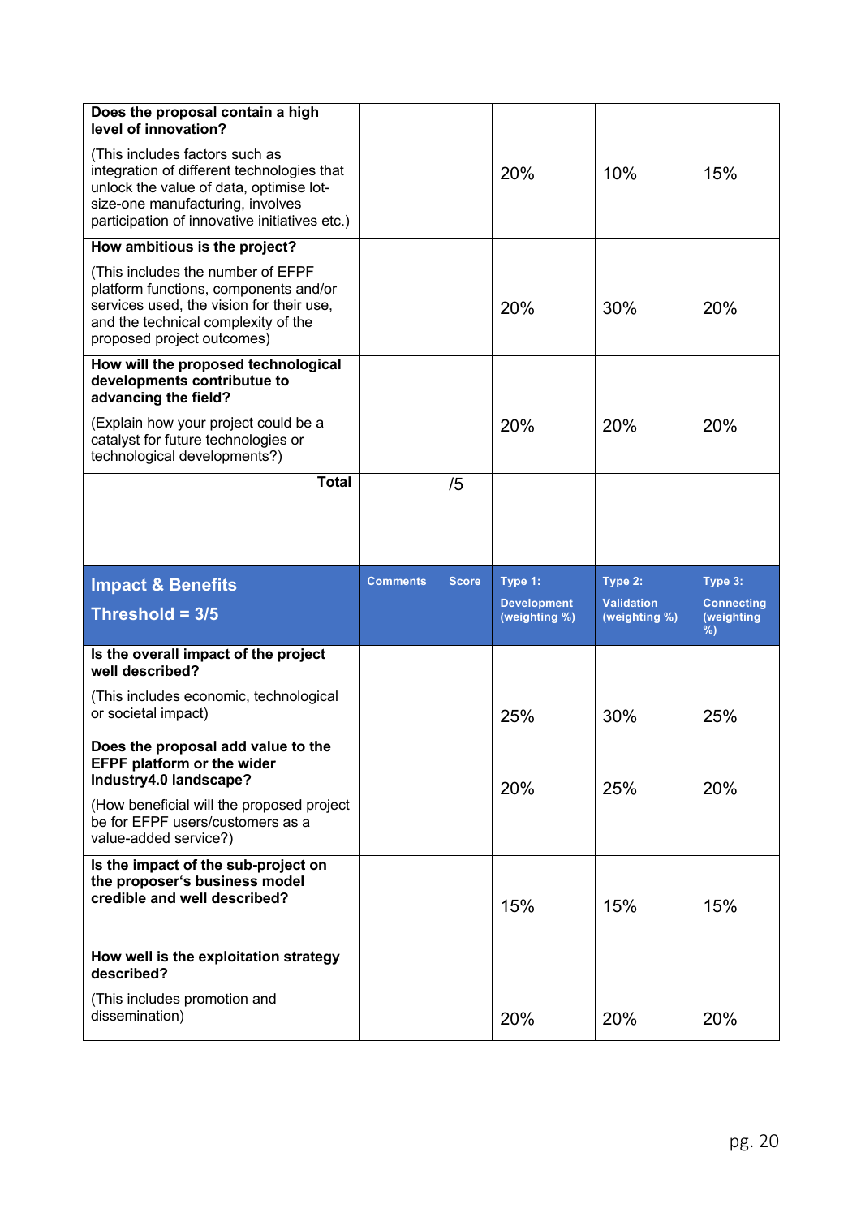| | | | | | |
|---|---|---|---|---|---|
| **Does the proposal contain a high level of innovation?** (This includes factors such as integration of different technologies that unlock the value of data, optimise lot-size-one manufacturing, involves participation of innovative initiatives etc.) | | | 20% | 10% | 15% |
| **How ambitious is the project?** (This includes the number of EFPF platform functions, components and/or services used, the vision for their use, and the technical complexity of the proposed project outcomes) | | | 20% | 30% | 20% |
| **How will the proposed technological developments contributue to advancing the field?** (Explain how your project could be a catalyst for future technologies or technological developments?) | | | 20% | 20% | 20% |
| **Total** | | /5 | | | |

| **Impact & Benefits** **Threshold = 3/5** | **Comments** | **Score** | **Type 1: Development (weighting %)** | **Type 2: Validation (weighting %)** | **Type 3: Connecting (weighting %)** |
|---|---|---|---|---|---|
| **Is the overall impact of the project well described?** (This includes economic, technological or societal impact) | | | 25% | 30% | 25% |
| **Does the proposal add value to the EFPF platform or the wider Industry4.0 landscape?** (How beneficial will the proposed project be for EFPF users/customers as a value-added service?) | | | 20% | 25% | 20% |
| **Is the impact of the sub-project on the proposer's business model credible and well described?** | | | 15% | 15% | 15% |
| **How well is the exploitation strategy described?** (This includes promotion and dissemination) | | | 20% | 20% | 20% |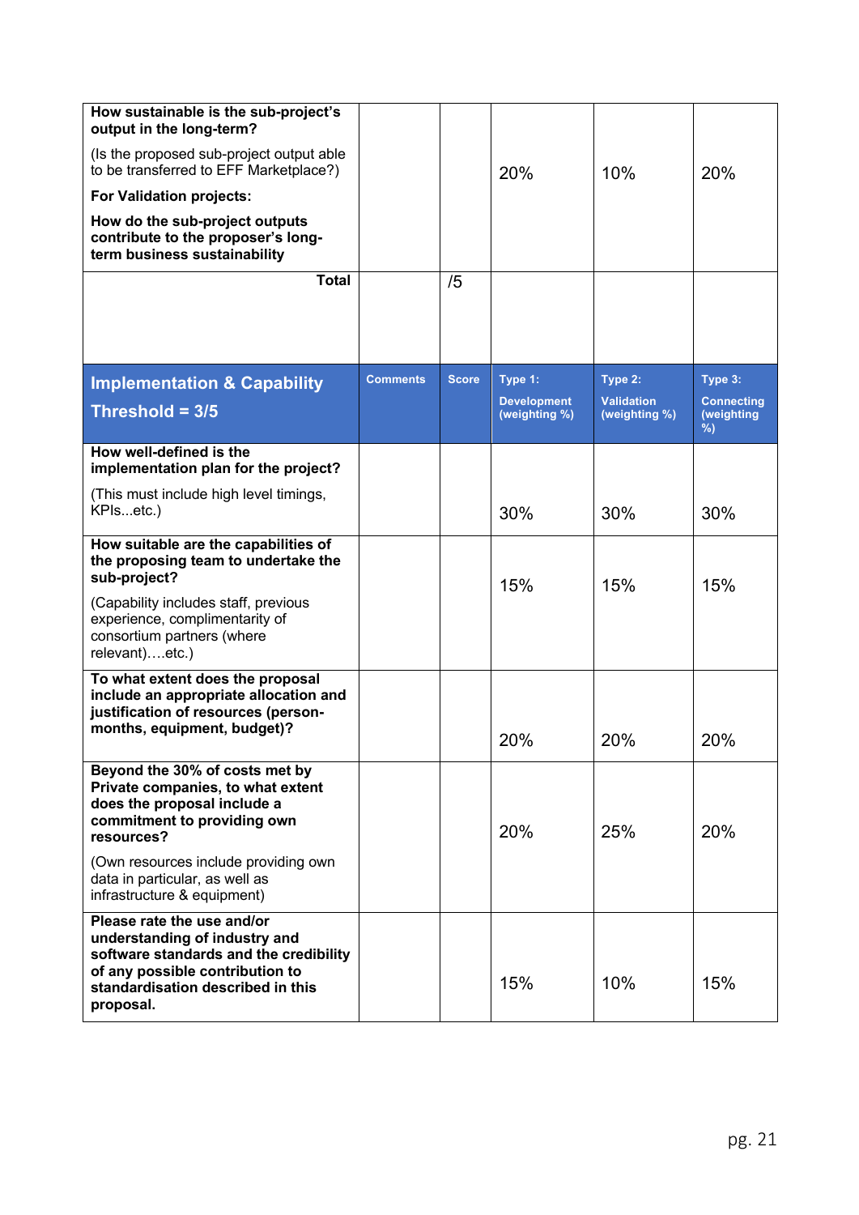| | | | | | |
|---|---|---|---|---|---|
| **How sustainable is the sub-project's output in the long-term?** (Is the proposed sub-project output able to be transferred to EFF Marketplace?) **For Validation projects:** **How do the sub-project outputs contribute to the proposer's long-term business sustainability** | | | 20% | 10% | 20% |
| **Total** | | /5 | | | |

| **Implementation & Capability Threshold = 3/5** | **Comments** | **Score** | **Type 1: Development (weighting %)** | **Type 2: Validation (weighting %)** | **Type 3: Connecting (weighting %)** |
|---|---|---|---|---|---|
| **How well-defined is the implementation plan for the project?** (This must include high level timings, KPIs...etc.) | | | 30% | 30% | 30% |
| **How suitable are the capabilities of the proposing team to undertake the sub-project?** (Capability includes staff, previous experience, complimentarity of consortium partners (where relevant)….etc.) | | | 15% | 15% | 15% |
| **To what extent does the proposal include an appropriate allocation and justification of resources (person-months, equipment, budget)?** | | | 20% | 20% | 20% |
| **Beyond the 30% of costs met by Private companies, to what extent does the proposal include a commitment to providing own resources?** (Own resources include providing own data in particular, as well as infrastructure & equipment) | | | 20% | 25% | 20% |
| **Please rate the use and/or understanding of industry and software standards and the credibility of any possible contribution to standardisation described in this proposal.** | | | 15% | 10% | 15% |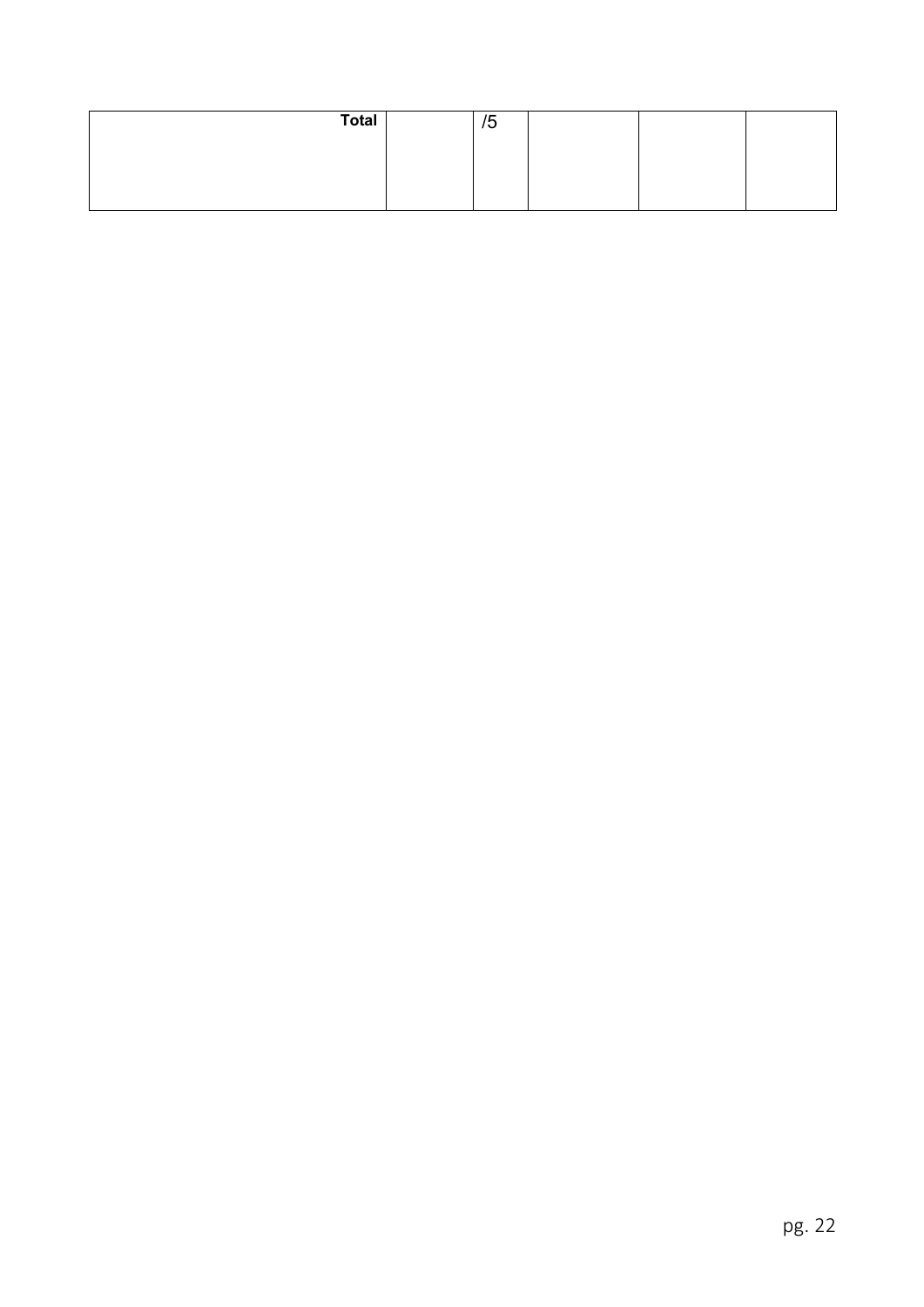| Total | | /5 | | | |
|---|---|---|---|---|---|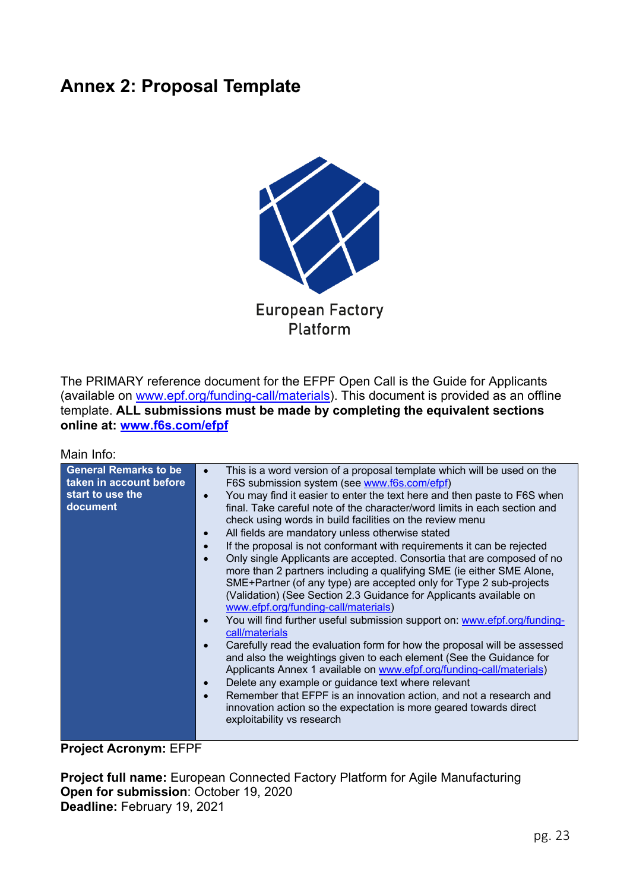# Annex 2: Proposal Template

European Factory Platform

The PRIMARY reference document for the EFPF Open Call is the Guide for Applicants (available on www.epf.org/funding-call/materials). This document is provided as an offline template. **ALL submissions must be made by completing the equivalent sections online at: www.f6s.com/efpf**

Main Info:

| **General Remarks to be taken in account before start to use the document** | • This is a word version of a proposal template which will be used on the F6S submission system (see www.f6s.com/efpf)<br>• You may find it easier to enter the text here and then paste to F6S when final. Take careful note of the character/word limits in each section and check using words in build facilities on the review menu<br>• All fields are mandatory unless otherwise stated<br>• If the proposal is not conformant with requirements it can be rejected<br>• Only single Applicants are accepted. Consortia that are composed of no more than 2 partners including a qualifying SME (ie either SME Alone, SME+Partner (of any type) are accepted only for Type 2 sub-projects (Validation) (See Section 2.3 Guidance for Applicants available on www.efpf.org/funding-call/materials)<br>• You will find further useful submission support on: www.efpf.org/funding-call/materials<br>• Carefully read the evaluation form for how the proposal will be assessed and also the weightings given to each element (See the Guidance for Applicants Annex 1 available on www.efpf.org/funding-call/materials)<br>• Delete any example or guidance text where relevant<br>• Remember that EFPF is an innovation action, and not a research and innovation action so the expectation is more geared towards direct exploitability vs research |
|---|---|

**Project Acronym:** EFPF

**Project full name:** European Connected Factory Platform for Agile Manufacturing
**Open for submission**: October 19, 2020
**Deadline:** February 19, 2021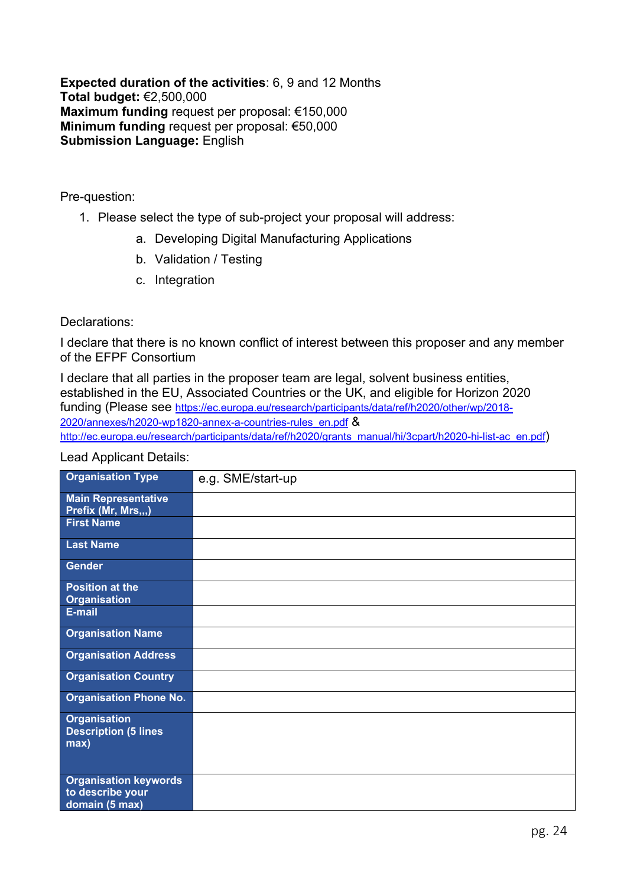**Expected duration of the activities**: 6, 9 and 12 Months
**Total budget:** €2,500,000
**Maximum funding** request per proposal: €150,000
**Minimum funding** request per proposal: €50,000
**Submission Language:** English

Pre-question:

1. Please select the type of sub-project your proposal will address:
    a. Developing Digital Manufacturing Applications
    b. Validation / Testing
    c. Integration

Declarations:

I declare that there is no known conflict of interest between this proposer and any member of the EFPF Consortium

I declare that all parties in the proposer team are legal, solvent business entities, established in the EU, Associated Countries or the UK, and eligible for Horizon 2020 funding (Please see https://ec.europa.eu/research/participants/data/ref/h2020/other/wp/2018-2020/annexes/h2020-wp1820-annex-a-countries-rules_en.pdf & http://ec.europa.eu/research/participants/data/ref/h2020/grants_manual/hi/3cpart/h2020-hi-list-ac_en.pdf)

Lead Applicant Details:

| | |
|---|---|
| **Organisation Type** | e.g. SME/start-up |
| **Main Representative Prefix (Mr, Mrs,,,)** | |
| **First Name** | |
| **Last Name** | |
| **Gender** | |
| **Position at the Organisation** | |
| **E-mail** | |
| **Organisation Name** | |
| **Organisation Address** | |
| **Organisation Country** | |
| **Organisation Phone No.** | |
| **Organisation Description (5 lines max)** | |
| **Organisation keywords to describe your domain (5 max)** | |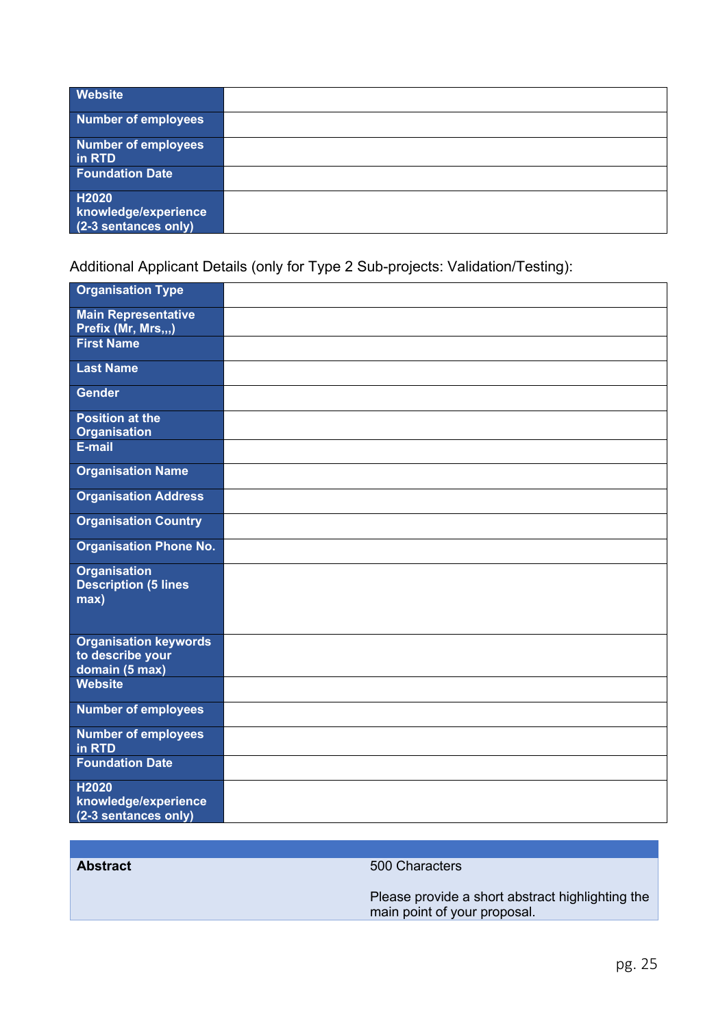| Website | |
|---|---|
| Number of employees | |
| Number of employees in RTD | |
| Foundation Date | |
| H2020 knowledge/experience (2-3 sentances only) | |

Additional Applicant Details (only for Type 2 Sub-projects: Validation/Testing):

| Organisation Type | |
|---|---|
| Main Representative Prefix (Mr, Mrs,,,) | |
| First Name | |
| Last Name | |
| Gender | |
| Position at the Organisation | |
| E-mail | |
| Organisation Name | |
| Organisation Address | |
| Organisation Country | |
| Organisation Phone No. | |
| Organisation Description (5 lines max) | |
| Organisation keywords to describe your domain (5 max) | |
| Website | |
| Number of employees | |
| Number of employees in RTD | |
| Foundation Date | |
| H2020 knowledge/experience (2-3 sentances only) | |

| | |
|---|---|
| **Abstract** | 500 Characters<br><br>Please provide a short abstract highlighting the main point of your proposal. |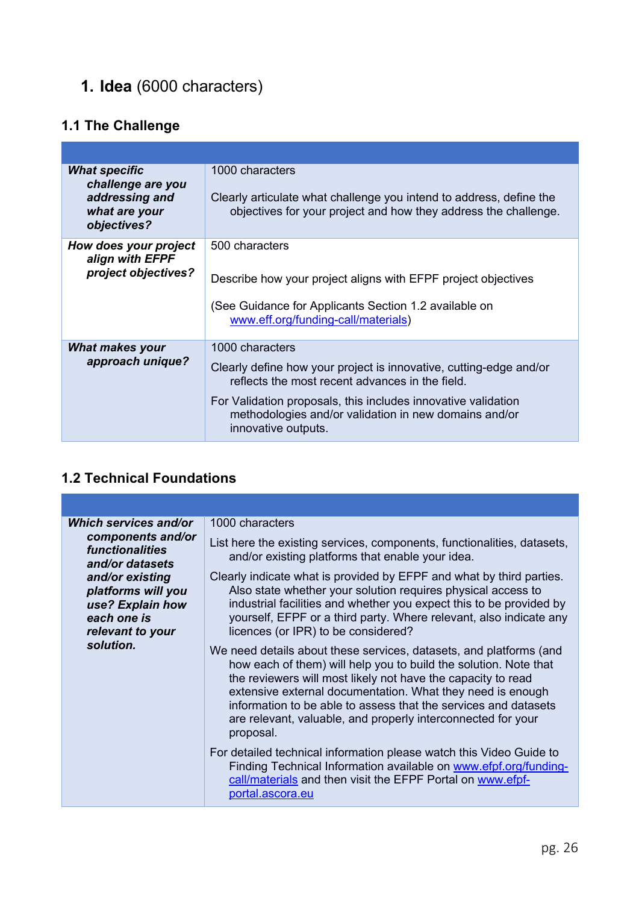# 1. Idea (6000 characters)

## 1.1 The Challenge

| | |
|---|---|
| ***What specific challenge are you addressing and what are your objectives?*** | 1000 characters<br><br>Clearly articulate what challenge you intend to address, define the objectives for your project and how they address the challenge. |
| ***How does your project align with EFPF project objectives?*** | 500 characters<br><br>Describe how your project aligns with EFPF project objectives<br><br>(See Guidance for Applicants Section 1.2 available on www.eff.org/funding-call/materials) |
| ***What makes your approach unique?*** | 1000 characters<br><br>Clearly define how your project is innovative, cutting-edge and/or reflects the most recent advances in the field.<br><br>For Validation proposals, this includes innovative validation methodologies and/or validation in new domains and/or innovative outputs. |

## 1.2 Technical Foundations

| | |
|---|---|
| ***Which services and/or components and/or functionalities and/or datasets and/or existing platforms will you use? Explain how each one is relevant to your solution.*** | 1000 characters<br><br>List here the existing services, components, functionalities, datasets, and/or existing platforms that enable your idea.<br><br>Clearly indicate what is provided by EFPF and what by third parties. Also state whether your solution requires physical access to industrial facilities and whether you expect this to be provided by yourself, EFPF or a third party. Where relevant, also indicate any licences (or IPR) to be considered?<br><br>We need details about these services, datasets, and platforms (and how each of them) will help you to build the solution. Note that the reviewers will most likely not have the capacity to read extensive external documentation. What they need is enough information to be able to assess that the services and datasets are relevant, valuable, and properly interconnected for your proposal.<br><br>For detailed technical information please watch this Video Guide to Finding Technical Information available on www.efpf.org/funding-call/materials and then visit the EFPF Portal on www.efpf-portal.ascora.eu |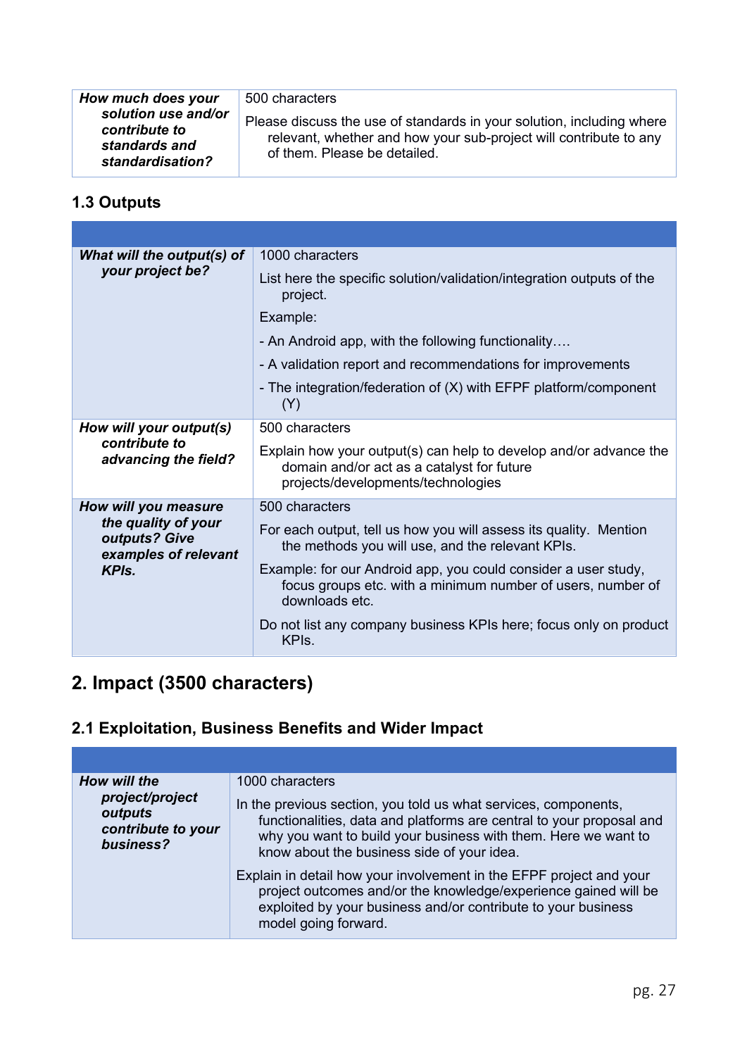| | |
|---|---|
| ***How much does your solution use and/or contribute to standards and standardisation?*** | 500 characters<br><br>Please discuss the use of standards in your solution, including where relevant, whether and how your sub-project will contribute to any of them. Please be detailed. |

### 1.3 Outputs

| | |
|---|---|
| ***What will the output(s) of your project be?*** | 1000 characters<br><br>List here the specific solution/validation/integration outputs of the project.<br><br>Example:<br><br>- An Android app, with the following functionality….<br><br>- A validation report and recommendations for improvements<br><br>- The integration/federation of (X) with EFPF platform/component (Y) |
| ***How will your output(s) contribute to advancing the field?*** | 500 characters<br><br>Explain how your output(s) can help to develop and/or advance the domain and/or act as a catalyst for future projects/developments/technologies |
| ***How will you measure the quality of your outputs? Give examples of relevant KPIs.*** | 500 characters<br><br>For each output, tell us how you will assess its quality. Mention the methods you will use, and the relevant KPIs.<br><br>Example: for our Android app, you could consider a user study, focus groups etc. with a minimum number of users, number of downloads etc.<br><br>Do not list any company business KPIs here; focus only on product KPIs. |

## 2. Impact (3500 characters)

### 2.1 Exploitation, Business Benefits and Wider Impact

| | |
|---|---|
| ***How will the project/project outputs contribute to your business?*** | 1000 characters<br><br>In the previous section, you told us what services, components, functionalities, data and platforms are central to your proposal and why you want to build your business with them. Here we want to know about the business side of your idea.<br><br>Explain in detail how your involvement in the EFPF project and your project outcomes and/or the knowledge/experience gained will be exploited by your business and/or contribute to your business model going forward. |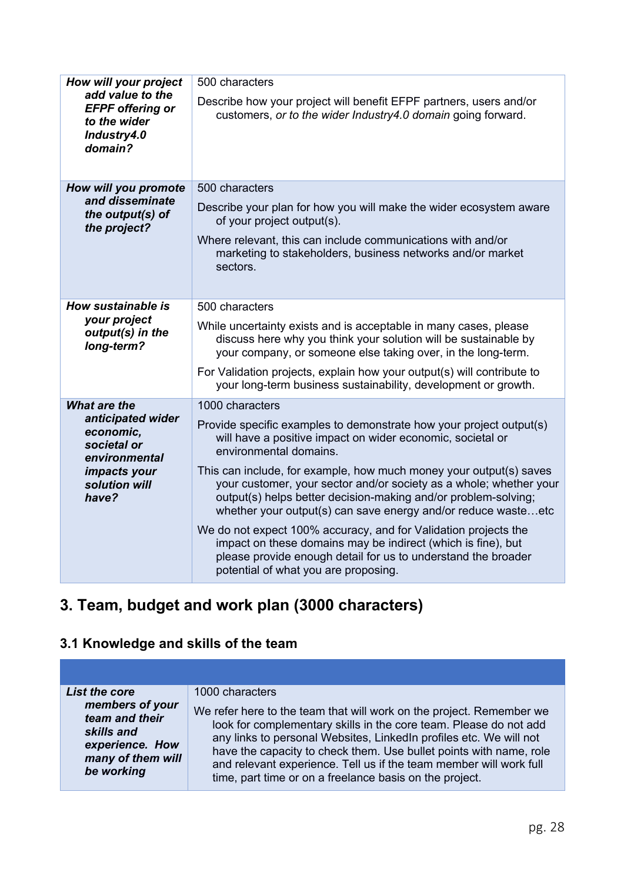| | |
|---|---|
| ***How will your project add value to the EFPF offering or to the wider Industry4.0 domain?*** | 500 characters<br><br>Describe how your project will benefit EFPF partners, users and/or customers, *or to the wider Industry4.0 domain* going forward. |
| ***How will you promote and disseminate the output(s) of the project?*** | 500 characters<br><br>Describe your plan for how you will make the wider ecosystem aware of your project output(s).<br><br>Where relevant, this can include communications with and/or marketing to stakeholders, business networks and/or market sectors. |
| ***How sustainable is your project output(s) in the long-term?*** | 500 characters<br><br>While uncertainty exists and is acceptable in many cases, please discuss here why you think your solution will be sustainable by your company, or someone else taking over, in the long-term.<br><br>For Validation projects, explain how your output(s) will contribute to your long-term business sustainability, development or growth. |
| ***What are the anticipated wider economic, societal or environmental impacts your solution will have?*** | 1000 characters<br><br>Provide specific examples to demonstrate how your project output(s) will have a positive impact on wider economic, societal or environmental domains.<br><br>This can include, for example, how much money your output(s) saves your customer, your sector and/or society as a whole; whether your output(s) helps better decision-making and/or problem-solving; whether your output(s) can save energy and/or reduce waste…etc<br><br>We do not expect 100% accuracy, and for Validation projects the impact on these domains may be indirect (which is fine), but please provide enough detail for us to understand the broader potential of what you are proposing. |

## 3. Team, budget and work plan (3000 characters)

### 3.1 Knowledge and skills of the team

| | |
|---|---|
| ***List the core members of your team and their skills and experience. How many of them will be working*** | 1000 characters<br><br>We refer here to the team that will work on the project. Remember we look for complementary skills in the core team. Please do not add any links to personal Websites, LinkedIn profiles etc. We will not have the capacity to check them. Use bullet points with name, role and relevant experience. Tell us if the team member will work full time, part time or on a freelance basis on the project. |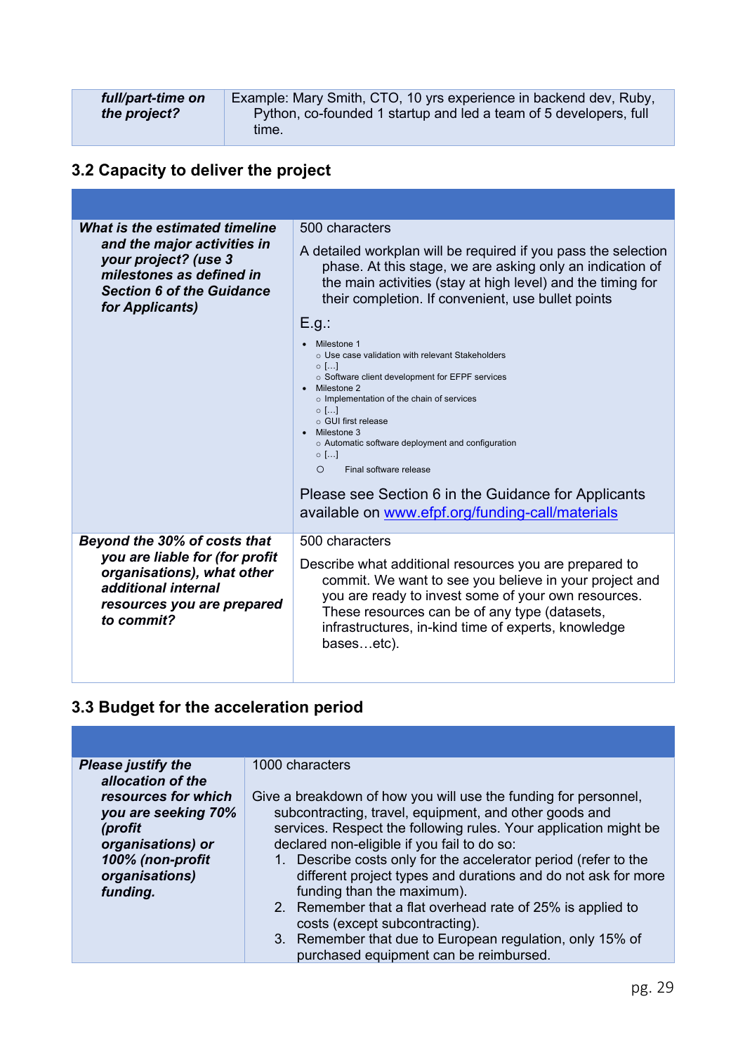| *full/part-time on the project?* | Example: Mary Smith, CTO, 10 yrs experience in backend dev, Ruby, Python, co-founded 1 startup and led a team of 5 developers, full time. |
|---|---|

### 3.2 Capacity to deliver the project

| | |
|---|---|
| ***What is the estimated timeline and the major activities in your project? (use 3 milestones as defined in Section 6 of the Guidance for Applicants)*** | 500 characters<br><br>A detailed workplan will be required if you pass the selection phase. At this stage, we are asking only an indication of the main activities (stay at high level) and the timing for their completion. If convenient, use bullet points<br><br>E.g.:<br>• Milestone 1<br>○ Use case validation with relevant Stakeholders<br>○ […]<br>○ Software client development for EFPF services<br>• Milestone 2<br>○ Implementation of the chain of services<br>○ […]<br>○ GUI first release<br>• Milestone 3<br>○ Automatic software deployment and configuration<br>○ […]<br>○ Final software release<br><br>Please see Section 6 in the Guidance for Applicants available on [www.efpf.org/funding-call/materials](www.efpf.org/funding-call/materials) |
| ***Beyond the 30% of costs that you are liable for (for profit organisations), what other additional internal resources you are prepared to commit?*** | 500 characters<br><br>Describe what additional resources you are prepared to commit. We want to see you believe in your project and you are ready to invest some of your own resources. These resources can be of any type (datasets, infrastructures, in-kind time of experts, knowledge bases…etc). |

### 3.3 Budget for the acceleration period

| | |
|---|---|
| ***Please justify the allocation of the resources for which you are seeking 70% (profit organisations) or 100% (non-profit organisations) funding.*** | 1000 characters<br><br>Give a breakdown of how you will use the funding for personnel, subcontracting, travel, equipment, and other goods and services. Respect the following rules. Your application might be declared non-eligible if you fail to do so:<br>1. Describe costs only for the accelerator period (refer to the different project types and durations and do not ask for more funding than the maximum).<br>2. Remember that a flat overhead rate of 25% is applied to costs (except subcontracting).<br>3. Remember that due to European regulation, only 15% of purchased equipment can be reimbursed. |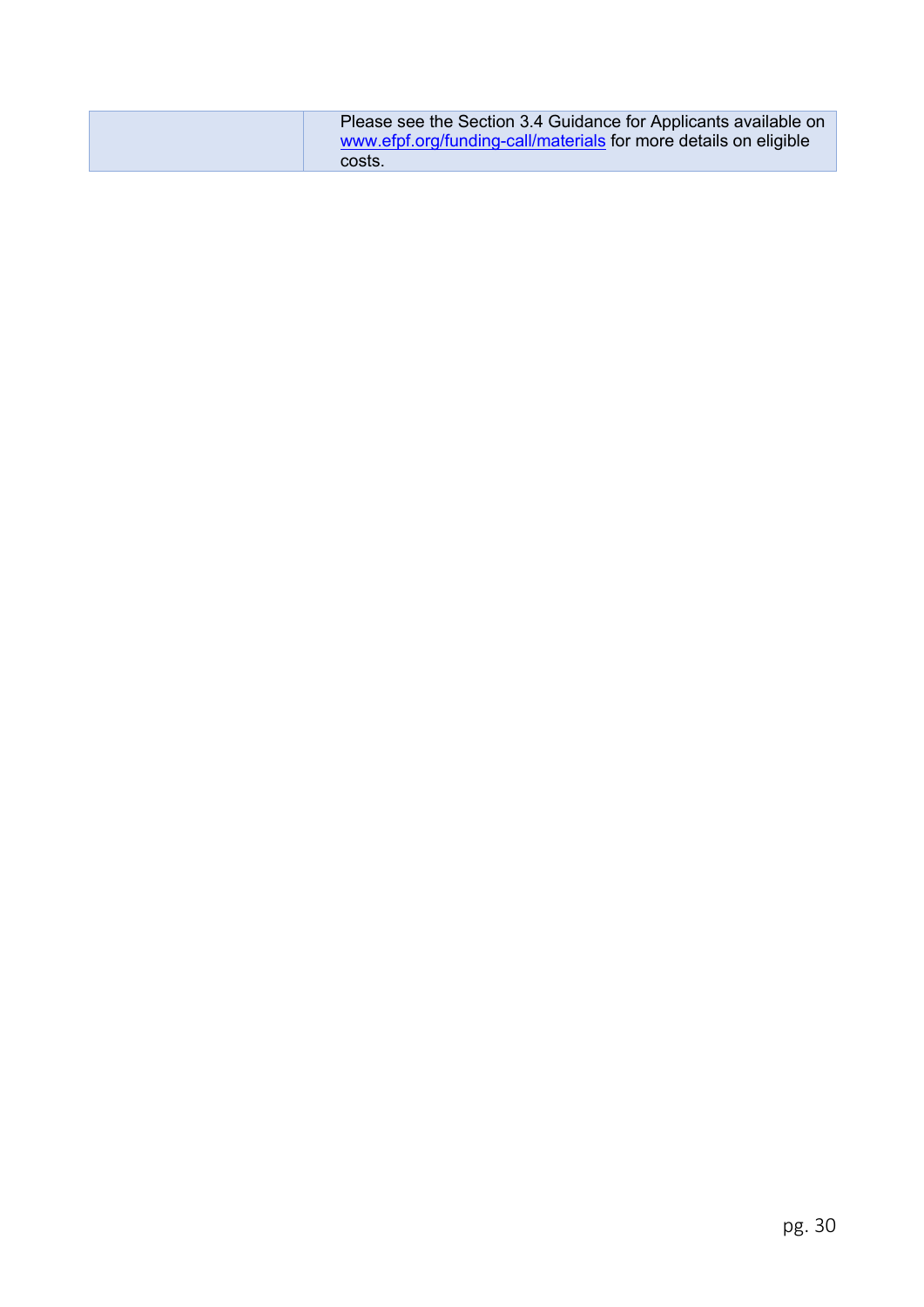|  | Please see the Section 3.4 Guidance for Applicants available on [www.efpf.org/funding-call/materials](www.efpf.org/funding-call/materials) for more details on eligible costs. |
|---|---|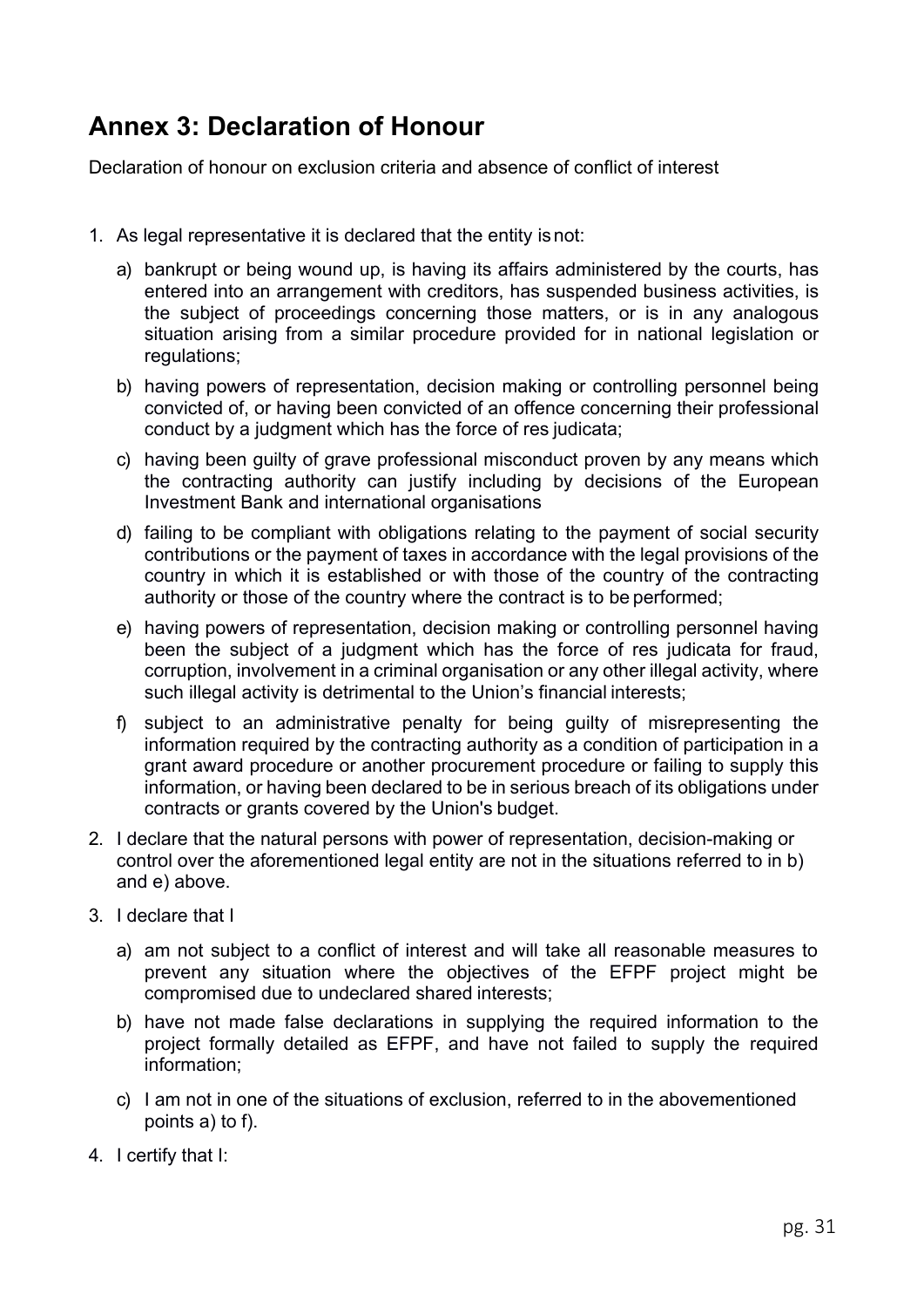## Annex 3: Declaration of Honour

Declaration of honour on exclusion criteria and absence of conflict of interest

1. As legal representative it is declared that the entity is not:
   a) bankrupt or being wound up, is having its affairs administered by the courts, has entered into an arrangement with creditors, has suspended business activities, is the subject of proceedings concerning those matters, or is in any analogous situation arising from a similar procedure provided for in national legislation or regulations;
   b) having powers of representation, decision making or controlling personnel being convicted of, or having been convicted of an offence concerning their professional conduct by a judgment which has the force of res judicata;
   c) having been guilty of grave professional misconduct proven by any means which the contracting authority can justify including by decisions of the European Investment Bank and international organisations
   d) failing to be compliant with obligations relating to the payment of social security contributions or the payment of taxes in accordance with the legal provisions of the country in which it is established or with those of the country of the contracting authority or those of the country where the contract is to be performed;
   e) having powers of representation, decision making or controlling personnel having been the subject of a judgment which has the force of res judicata for fraud, corruption, involvement in a criminal organisation or any other illegal activity, where such illegal activity is detrimental to the Union's financial interests;
   f) subject to an administrative penalty for being guilty of misrepresenting the information required by the contracting authority as a condition of participation in a grant award procedure or another procurement procedure or failing to supply this information, or having been declared to be in serious breach of its obligations under contracts or grants covered by the Union's budget.
2. I declare that the natural persons with power of representation, decision-making or control over the aforementioned legal entity are not in the situations referred to in b) and e) above.
3. I declare that I
   a) am not subject to a conflict of interest and will take all reasonable measures to prevent any situation where the objectives of the EFPF project might be compromised due to undeclared shared interests;
   b) have not made false declarations in supplying the required information to the project formally detailed as EFPF, and have not failed to supply the required information;
   c) I am not in one of the situations of exclusion, referred to in the abovementioned points a) to f).
4. I certify that I: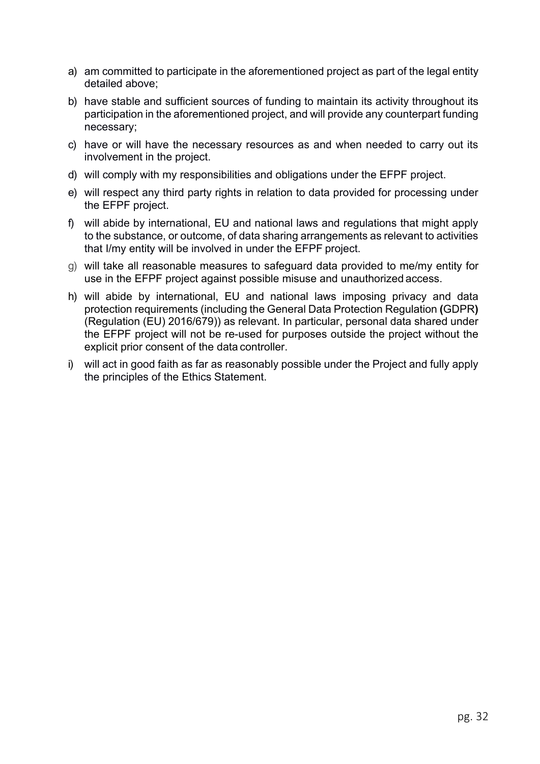a) am committed to participate in the aforementioned project as part of the legal entity detailed above;

b) have stable and sufficient sources of funding to maintain its activity throughout its participation in the aforementioned project, and will provide any counterpart funding necessary;

c) have or will have the necessary resources as and when needed to carry out its involvement in the project.

d) will comply with my responsibilities and obligations under the EFPF project.

e) will respect any third party rights in relation to data provided for processing under the EFPF project.

f) will abide by international, EU and national laws and regulations that might apply to the substance, or outcome, of data sharing arrangements as relevant to activities that I/my entity will be involved in under the EFPF project.

g) will take all reasonable measures to safeguard data provided to me/my entity for use in the EFPF project against possible misuse and unauthorized access.

h) will abide by international, EU and national laws imposing privacy and data protection requirements (including the General Data Protection Regulation **(**GDPR**)** (Regulation (EU) 2016/679)) as relevant. In particular, personal data shared under the EFPF project will not be re-used for purposes outside the project without the explicit prior consent of the data controller.

i) will act in good faith as far as reasonably possible under the Project and fully apply the principles of the Ethics Statement.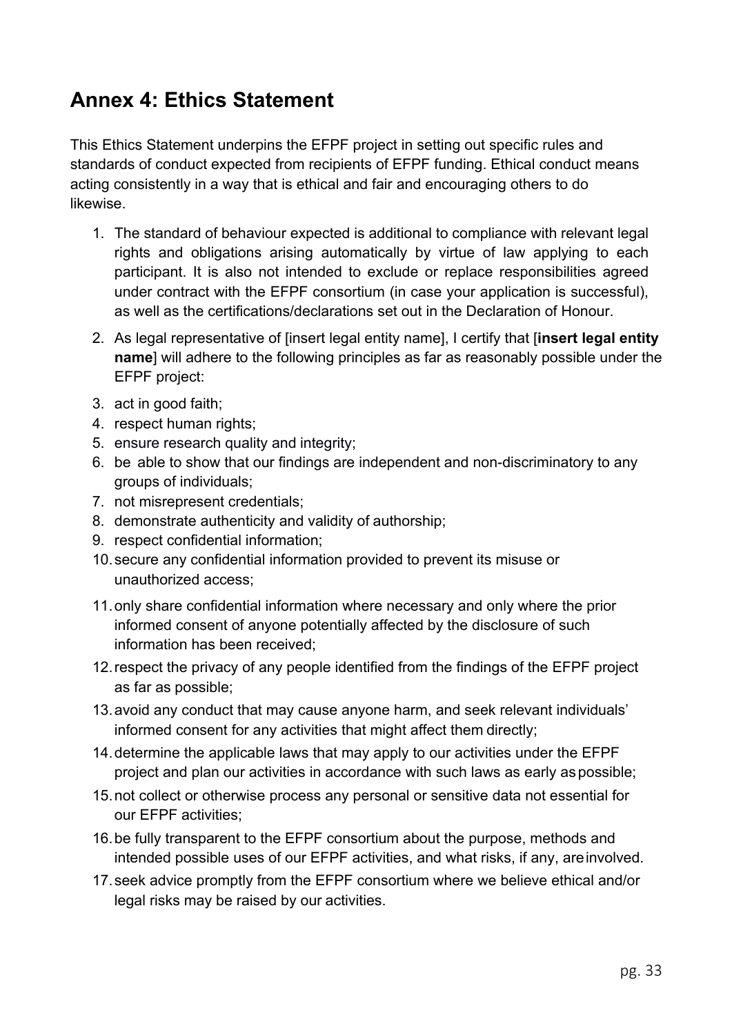## Annex 4: Ethics Statement

This Ethics Statement underpins the EFPF project in setting out specific rules and standards of conduct expected from recipients of EFPF funding. Ethical conduct means acting consistently in a way that is ethical and fair and encouraging others to do likewise.

1. The standard of behaviour expected is additional to compliance with relevant legal rights and obligations arising automatically by virtue of law applying to each participant. It is also not intended to exclude or replace responsibilities agreed under contract with the EFPF consortium (in case your application is successful), as well as the certifications/declarations set out in the Declaration of Honour.
2. As legal representative of [insert legal entity name], I certify that [**insert legal entity name**] will adhere to the following principles as far as reasonably possible under the EFPF project:
3. act in good faith;
4. respect human rights;
5. ensure research quality and integrity;
6. be able to show that our findings are independent and non-discriminatory to any groups of individuals;
7. not misrepresent credentials;
8. demonstrate authenticity and validity of authorship;
9. respect confidential information;
10. secure any confidential information provided to prevent its misuse or unauthorized access;
11. only share confidential information where necessary and only where the prior informed consent of anyone potentially affected by the disclosure of such information has been received;
12. respect the privacy of any people identified from the findings of the EFPF project as far as possible;
13. avoid any conduct that may cause anyone harm, and seek relevant individuals' informed consent for any activities that might affect them directly;
14. determine the applicable laws that may apply to our activities under the EFPF project and plan our activities in accordance with such laws as early as possible;
15. not collect or otherwise process any personal or sensitive data not essential for our EFPF activities;
16. be fully transparent to the EFPF consortium about the purpose, methods and intended possible uses of our EFPF activities, and what risks, if any, are involved.
17. seek advice promptly from the EFPF consortium where we believe ethical and/or legal risks may be raised by our activities.